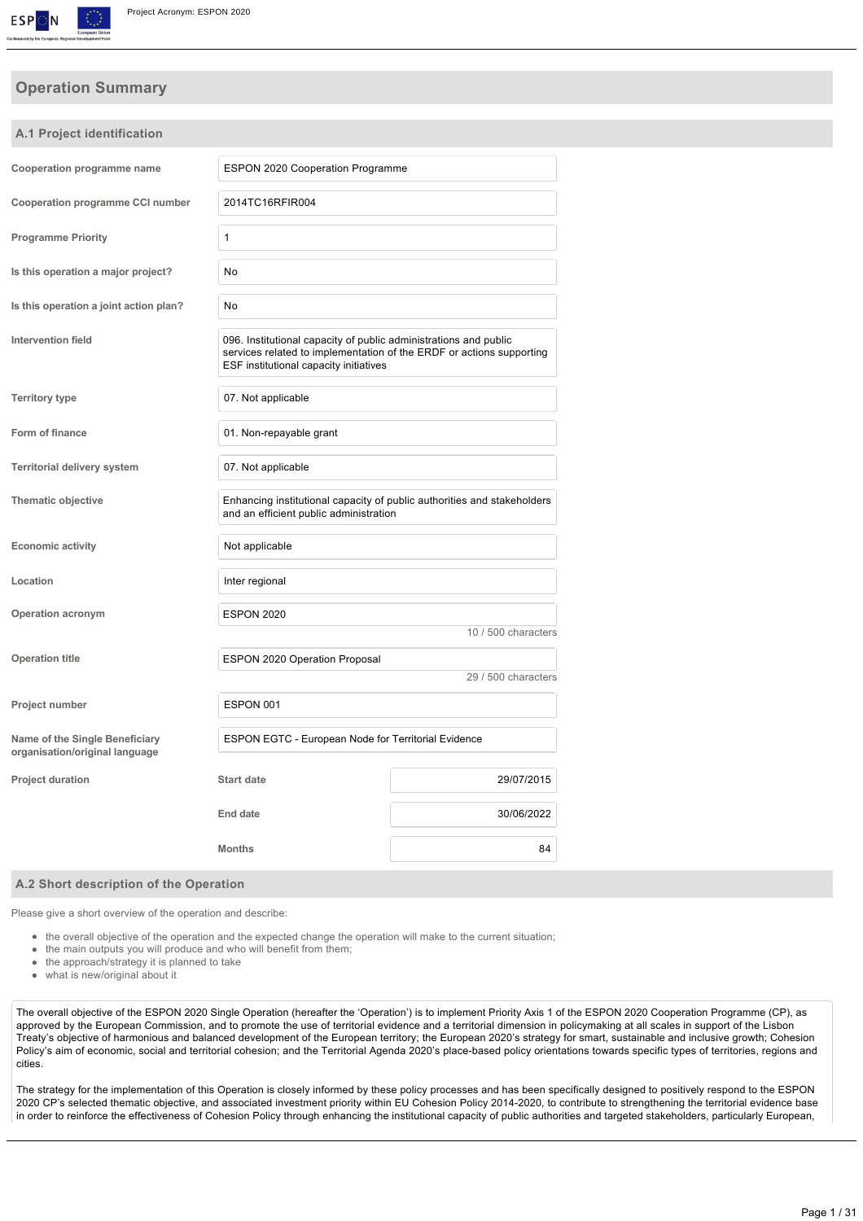# Operation Summary

## A.1 Project identification

| | | |
|---|---|---|
| **Cooperation programme name** | ESPON 2020 Cooperation Programme | |
| **Cooperation programme CCI number** | 2014TC16RFIR004 | |
| **Programme Priority** | 1 | |
| **Is this operation a major project?** | No | |
| **Is this operation a joint action plan?** | No | |
| **Intervention field** | 096. Institutional capacity of public administrations and public services related to implementation of the ERDF or actions supporting ESF institutional capacity initiatives | |
| **Territory type** | 07. Not applicable | |
| **Form of finance** | 01. Non-repayable grant | |
| **Territorial delivery system** | 07. Not applicable | |
| **Thematic objective** | Enhancing institutional capacity of public authorities and stakeholders and an efficient public administration | |
| **Economic activity** | Not applicable | |
| **Location** | Inter regional | |
| **Operation acronym** | ESPON 2020 (10 / 500 characters) | |
| **Operation title** | ESPON 2020 Operation Proposal (29 / 500 characters) | |
| **Project number** | ESPON 001 | |
| **Name of the Single Beneficiary organisation/original language** | ESPON EGTC - European Node for Territorial Evidence | |
| **Project duration** | **Start date** | 29/07/2015 |
| | **End date** | 30/06/2022 |
| | **Months** | 84 |

## A.2 Short description of the Operation

Please give a short overview of the operation and describe:

- the overall objective of the operation and the expected change the operation will make to the current situation;
- the main outputs you will produce and who will benefit from them;
- the approach/strategy it is planned to take
- what is new/original about it

The overall objective of the ESPON 2020 Single Operation (hereafter the 'Operation') is to implement Priority Axis 1 of the ESPON 2020 Cooperation Programme (CP), as approved by the European Commission, and to promote the use of territorial evidence and a territorial dimension in policymaking at all scales in support of the Lisbon Treaty's objective of harmonious and balanced development of the European territory; the European 2020's strategy for smart, sustainable and inclusive growth; Cohesion Policy's aim of economic, social and territorial cohesion; and the Territorial Agenda 2020's place-based policy orientations towards specific types of territories, regions and cities.

The strategy for the implementation of this Operation is closely informed by these policy processes and has been specifically designed to positively respond to the ESPON 2020 CP's selected thematic objective, and associated investment priority within EU Cohesion Policy 2014-2020, to contribute to strengthening the territorial evidence base in order to reinforce the effectiveness of Cohesion Policy through enhancing the institutional capacity of public authorities and targeted stakeholders, particularly European,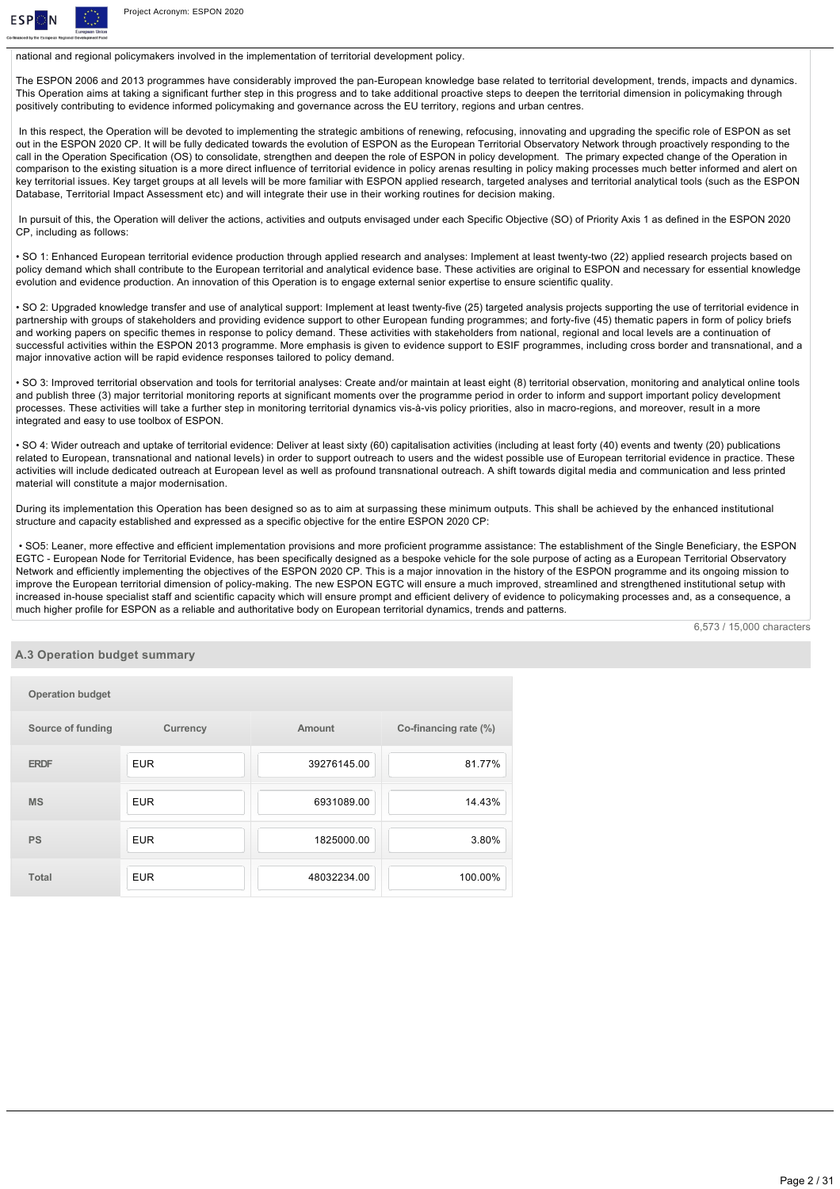national and regional policymakers involved in the implementation of territorial development policy.

The ESPON 2006 and 2013 programmes have considerably improved the pan-European knowledge base related to territorial development, trends, impacts and dynamics. This Operation aims at taking a significant further step in this progress and to take additional proactive steps to deepen the territorial dimension in policymaking through positively contributing to evidence informed policymaking and governance across the EU territory, regions and urban centres.

In this respect, the Operation will be devoted to implementing the strategic ambitions of renewing, refocusing, innovating and upgrading the specific role of ESPON as set out in the ESPON 2020 CP. It will be fully dedicated towards the evolution of ESPON as the European Territorial Observatory Network through proactively responding to the call in the Operation Specification (OS) to consolidate, strengthen and deepen the role of ESPON in policy development. The primary expected change of the Operation in comparison to the existing situation is a more direct influence of territorial evidence in policy arenas resulting in policy making processes much better informed and alert on key territorial issues. Key target groups at all levels will be more familiar with ESPON applied research, targeted analyses and territorial analytical tools (such as the ESPON Database, Territorial Impact Assessment etc) and will integrate their use in their working routines for decision making.

In pursuit of this, the Operation will deliver the actions, activities and outputs envisaged under each Specific Objective (SO) of Priority Axis 1 as defined in the ESPON 2020 CP, including as follows:

• SO 1: Enhanced European territorial evidence production through applied research and analyses: Implement at least twenty-two (22) applied research projects based on policy demand which shall contribute to the European territorial and analytical evidence base. These activities are original to ESPON and necessary for essential knowledge evolution and evidence production. An innovation of this Operation is to engage external senior expertise to ensure scientific quality.

• SO 2: Upgraded knowledge transfer and use of analytical support: Implement at least twenty-five (25) targeted analysis projects supporting the use of territorial evidence in partnership with groups of stakeholders and providing evidence support to other European funding programmes; and forty-five (45) thematic papers in form of policy briefs and working papers on specific themes in response to policy demand. These activities with stakeholders from national, regional and local levels are a continuation of successful activities within the ESPON 2013 programme. More emphasis is given to evidence support to ESIF programmes, including cross border and transnational, and a major innovative action will be rapid evidence responses tailored to policy demand.

• SO 3: Improved territorial observation and tools for territorial analyses: Create and/or maintain at least eight (8) territorial observation, monitoring and analytical online tools and publish three (3) major territorial monitoring reports at significant moments over the programme period in order to inform and support important policy development processes. These activities will take a further step in monitoring territorial dynamics vis-à-vis policy priorities, also in macro-regions, and moreover, result in a more integrated and easy to use toolbox of ESPON.

• SO 4: Wider outreach and uptake of territorial evidence: Deliver at least sixty (60) capitalisation activities (including at least forty (40) events and twenty (20) publications related to European, transnational and national levels) in order to support outreach to users and the widest possible use of European territorial evidence in practice. These activities will include dedicated outreach at European level as well as profound transnational outreach. A shift towards digital media and communication and less printed material will constitute a major modernisation.

During its implementation this Operation has been designed so as to aim at surpassing these minimum outputs. This shall be achieved by the enhanced institutional structure and capacity established and expressed as a specific objective for the entire ESPON 2020 CP:

• SO5: Leaner, more effective and efficient implementation provisions and more proficient programme assistance: The establishment of the Single Beneficiary, the ESPON EGTC - European Node for Territorial Evidence, has been specifically designed as a bespoke vehicle for the sole purpose of acting as a European Territorial Observatory Network and efficiently implementing the objectives of the ESPON 2020 CP. This is a major innovation in the history of the ESPON programme and its ongoing mission to improve the European territorial dimension of policy-making. The new ESPON EGTC will ensure a much improved, streamlined and strengthened institutional setup with increased in-house specialist staff and scientific capacity which will ensure prompt and efficient delivery of evidence to policymaking processes and, as a consequence, a much higher profile for ESPON as a reliable and authoritative body on European territorial dynamics, trends and patterns.

6,573 / 15,000 characters

### A.3 Operation budget summary

**Operation budget**

| Source of funding | Currency | Amount | Co-financing rate (%) |
|---|---|---|---|
| ERDF | EUR | 39276145.00 | 81.77% |
| MS | EUR | 6931089.00 | 14.43% |
| PS | EUR | 1825000.00 | 3.80% |
| Total | EUR | 48032234.00 | 100.00% |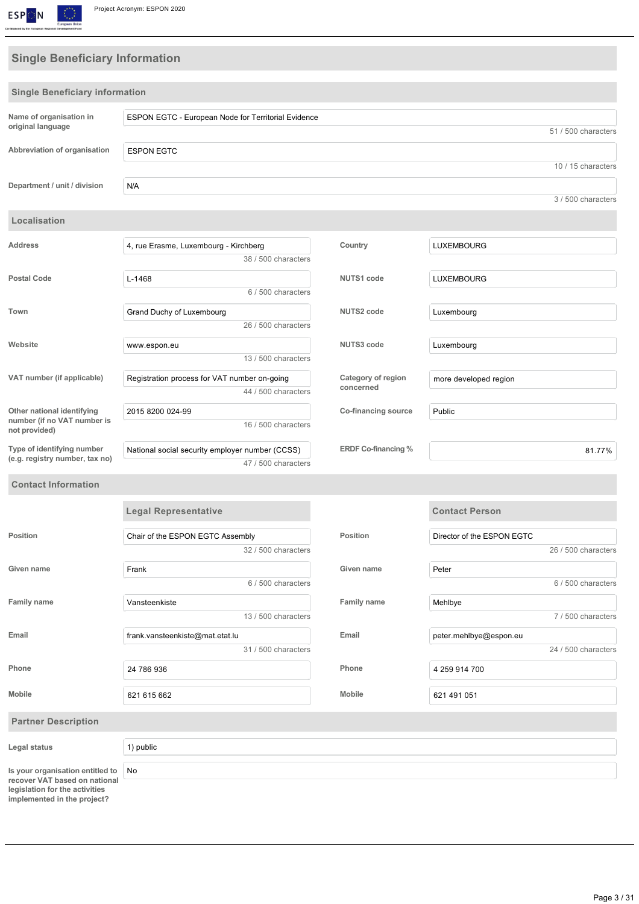## Single Beneficiary Information

### Single Beneficiary information

| Field | Value |
|---|---|
| Name of organisation in original language | ESPON EGTC - European Node for Territorial Evidence (51 / 500 characters) |
| Abbreviation of organisation | ESPON EGTC (10 / 15 characters) |
| Department / unit / division | N/A (3 / 500 characters) |

### Localisation

| Field | Value | Field | Value |
|---|---|---|---|
| Address | 4, rue Erasme, Luxembourg - Kirchberg (38 / 500 characters) | Country | LUXEMBOURG |
| Postal Code | L-1468 (6 / 500 characters) | NUTS1 code | LUXEMBOURG |
| Town | Grand Duchy of Luxembourg (26 / 500 characters) | NUTS2 code | Luxembourg |
| Website | www.espon.eu (13 / 500 characters) | NUTS3 code | Luxembourg |
| VAT number (if applicable) | Registration process for VAT number on-going (44 / 500 characters) | Category of region concerned | more developed region |
| Other national identifying number (if no VAT number is not provided) | 2015 8200 024-99 (16 / 500 characters) | Co-financing source | Public |
| Type of identifying number (e.g. registry number, tax no) | National social security employer number (CCSS) (47 / 500 characters) | ERDF Co-financing % | 81.77% |

### Contact Information

| | Legal Representative | | Contact Person |
|---|---|---|---|
| Position | Chair of the ESPON EGTC Assembly (32 / 500 characters) | Position | Director of the ESPON EGTC (26 / 500 characters) |
| Given name | Frank (6 / 500 characters) | Given name | Peter (6 / 500 characters) |
| Family name | Vansteenkiste (13 / 500 characters) | Family name | Mehlbye (7 / 500 characters) |
| Email | frank.vansteenkiste@mat.etat.lu (31 / 500 characters) | Email | peter.mehlbye@espon.eu (24 / 500 characters) |
| Phone | 24 786 936 | Phone | 4 259 914 700 |
| Mobile | 621 615 662 | Mobile | 621 491 051 |

### Partner Description

| Field | Value |
|---|---|
| Legal status | 1) public |
| Is your organisation entitled to recover VAT based on national legislation for the activities implemented in the project? | No |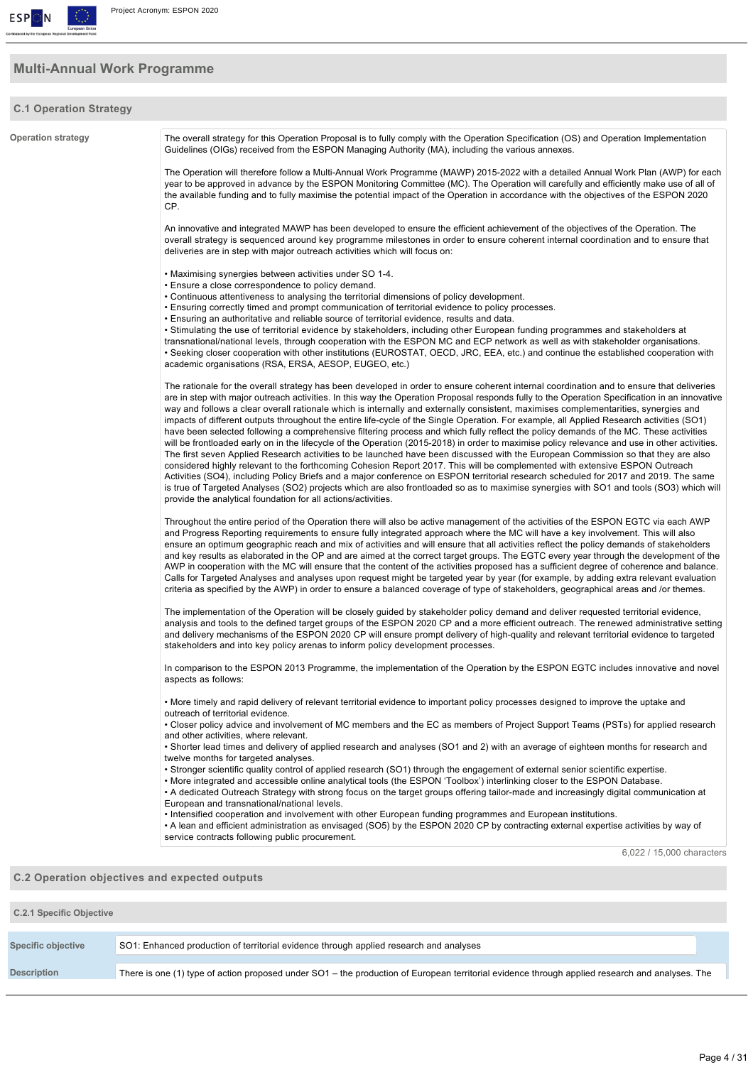## Multi-Annual Work Programme

### C.1 Operation Strategy

**Operation strategy**

The overall strategy for this Operation Proposal is to fully comply with the Operation Specification (OS) and Operation Implementation Guidelines (OIGs) received from the ESPON Managing Authority (MA), including the various annexes.

The Operation will therefore follow a Multi-Annual Work Programme (MAWP) 2015-2022 with a detailed Annual Work Plan (AWP) for each year to be approved in advance by the ESPON Monitoring Committee (MC). The Operation will carefully and efficiently make use of all of the available funding and to fully maximise the potential impact of the Operation in accordance with the objectives of the ESPON 2020 CP.

An innovative and integrated MAWP has been developed to ensure the efficient achievement of the objectives of the Operation. The overall strategy is sequenced around key programme milestones in order to ensure coherent internal coordination and to ensure that deliveries are in step with major outreach activities which will focus on:

• Maximising synergies between activities under SO 1-4.
• Ensure a close correspondence to policy demand.
• Continuous attentiveness to analysing the territorial dimensions of policy development.
• Ensuring correctly timed and prompt communication of territorial evidence to policy processes.
• Ensuring an authoritative and reliable source of territorial evidence, results and data.
• Stimulating the use of territorial evidence by stakeholders, including other European funding programmes and stakeholders at transnational/national levels, through cooperation with the ESPON MC and ECP network as well as with stakeholder organisations.
• Seeking closer cooperation with other institutions (EUROSTAT, OECD, JRC, EEA, etc.) and continue the established cooperation with academic organisations (RSA, ERSA, AESOP, EUGEO, etc.)

The rationale for the overall strategy has been developed in order to ensure coherent internal coordination and to ensure that deliveries are in step with major outreach activities. In this way the Operation Proposal responds fully to the Operation Specification in an innovative way and follows a clear overall rationale which is internally and externally consistent, maximises complementarities, synergies and impacts of different outputs throughout the entire life-cycle of the Single Operation. For example, all Applied Research activities (SO1) have been selected following a comprehensive filtering process and which fully reflect the policy demands of the MC. These activities will be frontloaded early on in the lifecycle of the Operation (2015-2018) in order to maximise policy relevance and use in other activities. The first seven Applied Research activities to be launched have been discussed with the European Commission so that they are also considered highly relevant to the forthcoming Cohesion Report 2017. This will be complemented with extensive ESPON Outreach Activities (SO4), including Policy Briefs and a major conference on ESPON territorial research scheduled for 2017 and 2019. The same is true of Targeted Analyses (SO2) projects which are also frontloaded so as to maximise synergies with SO1 and tools (SO3) which will provide the analytical foundation for all actions/activities.

Throughout the entire period of the Operation there will also be active management of the activities of the ESPON EGTC via each AWP and Progress Reporting requirements to ensure fully integrated approach where the MC will have a key involvement. This will also ensure an optimum geographic reach and mix of activities and will ensure that all activities reflect the policy demands of stakeholders and key results as elaborated in the OP and are aimed at the correct target groups. The EGTC every year through the development of the AWP in cooperation with the MC will ensure that the content of the activities proposed has a sufficient degree of coherence and balance. Calls for Targeted Analyses and analyses upon request might be targeted year by year (for example, by adding extra relevant evaluation criteria as specified by the AWP) in order to ensure a balanced coverage of type of stakeholders, geographical areas and /or themes.

The implementation of the Operation will be closely guided by stakeholder policy demand and deliver requested territorial evidence, analysis and tools to the defined target groups of the ESPON 2020 CP and a more efficient outreach. The renewed administrative setting and delivery mechanisms of the ESPON 2020 CP will ensure prompt delivery of high-quality and relevant territorial evidence to targeted stakeholders and into key policy arenas to inform policy development processes.

In comparison to the ESPON 2013 Programme, the implementation of the Operation by the ESPON EGTC includes innovative and novel aspects as follows:

• More timely and rapid delivery of relevant territorial evidence to important policy processes designed to improve the uptake and outreach of territorial evidence.
• Closer policy advice and involvement of MC members and the EC as members of Project Support Teams (PSTs) for applied research and other activities, where relevant.
• Shorter lead times and delivery of applied research and analyses (SO1 and 2) with an average of eighteen months for research and twelve months for targeted analyses.
• Stronger scientific quality control of applied research (SO1) through the engagement of external senior scientific expertise.
• More integrated and accessible online analytical tools (the ESPON 'Toolbox') interlinking closer to the ESPON Database.
• A dedicated Outreach Strategy with strong focus on the target groups offering tailor-made and increasingly digital communication at European and transnational/national levels.
• Intensified cooperation and involvement with other European funding programmes and European institutions.
• A lean and efficient administration as envisaged (SO5) by the ESPON 2020 CP by contracting external expertise activities by way of service contracts following public procurement.

6,022 / 15,000 characters

### C.2 Operation objectives and expected outputs

#### C.2.1 Specific Objective

| | |
|---|---|
| **Specific objective** | SO1: Enhanced production of territorial evidence through applied research and analyses |
| **Description** | There is one (1) type of action proposed under SO1 – the production of European territorial evidence through applied research and analyses. The |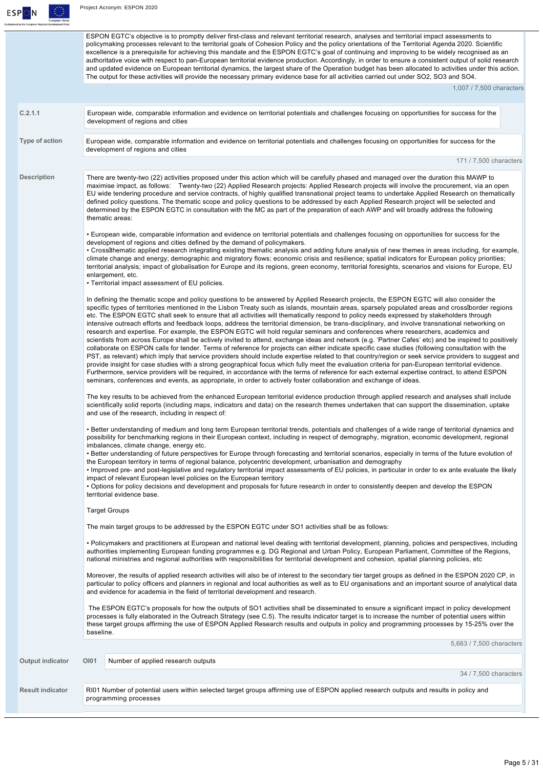ESPON EGTC's objective is to promptly deliver first-class and relevant territorial research, analyses and territorial impact assessments to policymaking processes relevant to the territorial goals of Cohesion Policy and the policy orientations of the Territorial Agenda 2020. Scientific excellence is a prerequisite for achieving this mandate and the ESPON EGTC's goal of continuing and improving to be widely recognised as an authoritative voice with respect to pan-European territorial evidence production. Accordingly, in order to ensure a consistent output of solid research and updated evidence on European territorial dynamics, the largest share of the Operation budget has been allocated to activities under this action. The output for these activities will provide the necessary primary evidence base for all activities carried out under SO2, SO3 and SO4.

1,007 / 7,500 characters

**C.2.1.1**

European wide, comparable information and evidence on territorial potentials and challenges focusing on opportunities for success for the development of regions and cities

**Type of action**

European wide, comparable information and evidence on territorial potentials and challenges focusing on opportunities for success for the development of regions and cities

171 / 7,500 characters

**Description**

There are twenty-two (22) activities proposed under this action which will be carefully phased and managed over the duration this MAWP to maximise impact, as follows: Twenty-two (22) Applied Research projects: Applied Research projects will involve the procurement, via an open EU wide tendering procedure and service contracts, of highly qualified transnational project teams to undertake Applied Research on thematically defined policy questions. The thematic scope and policy questions to be addressed by each Applied Research project will be selected and determined by the ESPON EGTC in consultation with the MC as part of the preparation of each AWP and will broadly address the following thematic areas:

- European wide, comparable information and evidence on territorial potentials and challenges focusing on opportunities for success for the development of regions and cities defined by the demand of policymakers.
- Cross‐thematic applied research integrating existing thematic analysis and adding future analysis of new themes in areas including, for example, climate change and energy; demographic and migratory flows; economic crisis and resilience; spatial indicators for European policy priorities; territorial analysis; impact of globalisation for Europe and its regions, green economy, territorial foresights, scenarios and visions for Europe, EU enlargement, etc.
- Territorial impact assessment of EU policies.

In defining the thematic scope and policy questions to be answered by Applied Research projects, the ESPON EGTC will also consider the specific types of territories mentioned in the Lisbon Treaty such as islands, mountain areas, sparsely populated areas and cross‐border regions etc. The ESPON EGTC shall seek to ensure that all activities will thematically respond to policy needs expressed by stakeholders through intensive outreach efforts and feedback loops, address the territorial dimension, be trans-disciplinary, and involve transnational networking on research and expertise. For example, the ESPON EGTC will hold regular seminars and conferences where researchers, academics and scientists from across Europe shall be actively invited to attend, exchange ideas and network (e.g. 'Partner Cafes' etc) and be inspired to positively collaborate on ESPON calls for tender. Terms of reference for projects can either indicate specific case studies (following consultation with the PST, as relevant) which imply that service providers should include expertise related to that country/region or seek service providers to suggest and provide insight for case studies with a strong geographical focus which fully meet the evaluation criteria for pan-European territorial evidence. Furthermore, service providers will be required, in accordance with the terms of reference for each external expertise contract, to attend ESPON seminars, conferences and events, as appropriate, in order to actively foster collaboration and exchange of ideas.

The key results to be achieved from the enhanced European territorial evidence production through applied research and analyses shall include scientifically solid reports (including maps, indicators and data) on the research themes undertaken that can support the dissemination, uptake and use of the research, including in respect of:

- Better understanding of medium and long term European territorial trends, potentials and challenges of a wide range of territorial dynamics and possibility for benchmarking regions in their European context, including in respect of demography, migration, economic development, regional imbalances, climate change, energy etc.
- Better understanding of future perspectives for Europe through forecasting and territorial scenarios, especially in terms of the future evolution of the European territory in terms of regional balance, polycentric development, urbanisation and demography
- Improved pre- and post-legislative and regulatory territorial impact assessments of EU policies, in particular in order to ex ante evaluate the likely impact of relevant European level policies on the European territory
- Options for policy decisions and development and proposals for future research in order to consistently deepen and develop the ESPON territorial evidence base.

Target Groups

The main target groups to be addressed by the ESPON EGTC under SO1 activities shall be as follows:

- Policymakers and practitioners at European and national level dealing with territorial development, planning, policies and perspectives, including authorities implementing European funding programmes e.g. DG Regional and Urban Policy, European Parliament, Committee of the Regions, national ministries and regional authorities with responsibilities for territorial development and cohesion, spatial planning policies, etc

Moreover, the results of applied research activities will also be of interest to the secondary tier target groups as defined in the ESPON 2020 CP, in particular to policy officers and planners in regional and local authorities as well as to EU organisations and an important source of analytical data and evidence for academia in the field of territorial development and research.

The ESPON EGTC's proposals for how the outputs of SO1 activities shall be disseminated to ensure a significant impact in policy development processes is fully elaborated in the Outreach Strategy (see C.5). The results indicator target is to increase the number of potential users within these target groups affirming the use of ESPON Applied Research results and outputs in policy and programming processes by 15-25% over the baseline.

5,663 / 7,500 characters

**Output indicator**

OI01 Number of applied research outputs

34 / 7,500 characters

**Result indicator**

RI01 Number of potential users within selected target groups affirming use of ESPON applied research outputs and results in policy and programming processes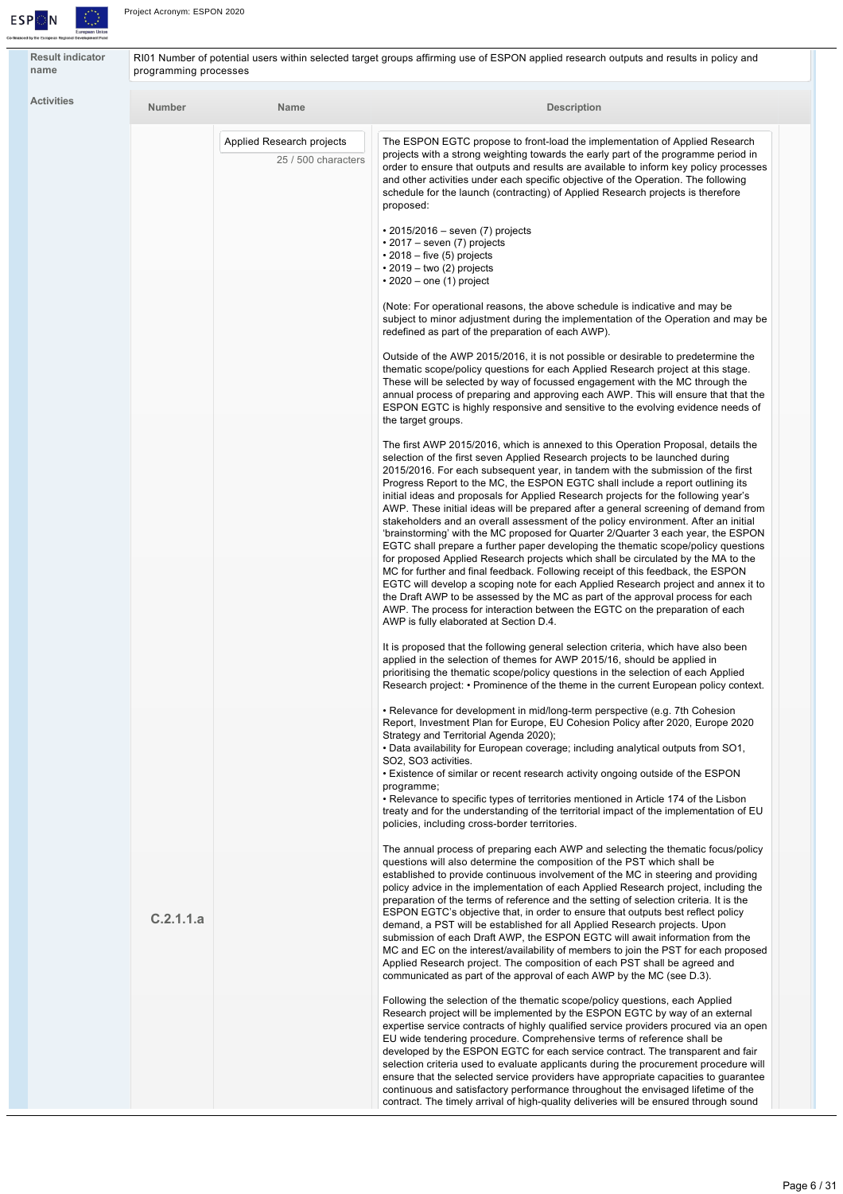| Result indicator name | RI01 Number of potential users within selected target groups affirming use of ESPON applied research outputs and results in policy and programming processes | |
|---|---|---|

**Activities**

| Number | Name | Description |
|---|---|---|
| C.2.1.1.a | Applied Research projects<br>25 / 500 characters | The ESPON EGTC propose to front-load the implementation of Applied Research projects with a strong weighting towards the early part of the programme period in order to ensure that outputs and results are available to inform key policy processes and other activities under each specific objective of the Operation. The following schedule for the launch (contracting) of Applied Research projects is therefore proposed:<br><br>• 2015/2016 – seven (7) projects<br>• 2017 – seven (7) projects<br>• 2018 – five (5) projects<br>• 2019 – two (2) projects<br>• 2020 – one (1) project<br><br>(Note: For operational reasons, the above schedule is indicative and may be subject to minor adjustment during the implementation of the Operation and may be redefined as part of the preparation of each AWP).<br><br>Outside of the AWP 2015/2016, it is not possible or desirable to predetermine the thematic scope/policy questions for each Applied Research project at this stage. These will be selected by way of focussed engagement with the MC through the annual process of preparing and approving each AWP. This will ensure that that the ESPON EGTC is highly responsive and sensitive to the evolving evidence needs of the target groups.<br><br>The first AWP 2015/2016, which is annexed to this Operation Proposal, details the selection of the first seven Applied Research projects to be launched during 2015/2016. For each subsequent year, in tandem with the submission of the first Progress Report to the MC, the ESPON EGTC shall include a report outlining its initial ideas and proposals for Applied Research projects for the following year's AWP. These initial ideas will be prepared after a general screening of demand from stakeholders and an overall assessment of the policy environment. After an initial 'brainstorming' with the MC proposed for Quarter 2/Quarter 3 each year, the ESPON EGTC shall prepare a further paper developing the thematic scope/policy questions for proposed Applied Research projects which shall be circulated by the MA to the MC for further and final feedback. Following receipt of this feedback, the ESPON EGTC will develop a scoping note for each Applied Research project and annex it to the Draft AWP to be assessed by the MC as part of the approval process for each AWP. The process for interaction between the EGTC on the preparation of each AWP is fully elaborated at Section D.4.<br><br>It is proposed that the following general selection criteria, which have also been applied in the selection of themes for AWP 2015/16, should be applied in prioritising the thematic scope/policy questions in the selection of each Applied Research project: • Prominence of the theme in the current European policy context.<br><br>• Relevance for development in mid/long-term perspective (e.g. 7th Cohesion Report, Investment Plan for Europe, EU Cohesion Policy after 2020, Europe 2020 Strategy and Territorial Agenda 2020);<br>• Data availability for European coverage; including analytical outputs from SO1, SO2, SO3 activities.<br>• Existence of similar or recent research activity ongoing outside of the ESPON programme;<br>• Relevance to specific types of territories mentioned in Article 174 of the Lisbon treaty and for the understanding of the territorial impact of the implementation of EU policies, including cross-border territories.<br><br>The annual process of preparing each AWP and selecting the thematic focus/policy questions will also determine the composition of the PST which shall be established to provide continuous involvement of the MC in steering and providing policy advice in the implementation of each Applied Research project, including the preparation of the terms of reference and the setting of selection criteria. It is the ESPON EGTC's objective that, in order to ensure that outputs best reflect policy demand, a PST will be established for all Applied Research projects. Upon submission of each Draft AWP, the ESPON EGTC will await information from the MC and EC on the interest/availability of members to join the PST for each proposed Applied Research project. The composition of each PST shall be agreed and communicated as part of the approval of each AWP by the MC (see D.3).<br><br>Following the selection of the thematic scope/policy questions, each Applied Research project will be implemented by the ESPON EGTC by way of an external expertise service contracts of highly qualified service providers procured via an open EU wide tendering procedure. Comprehensive terms of reference shall be developed by the ESPON EGTC for each service contract. The transparent and fair selection criteria used to evaluate applicants during the procurement procedure will ensure that the selected service providers have appropriate capacities to guarantee continuous and satisfactory performance throughout the envisaged lifetime of the contract. The timely arrival of high-quality deliveries will be ensured through sound |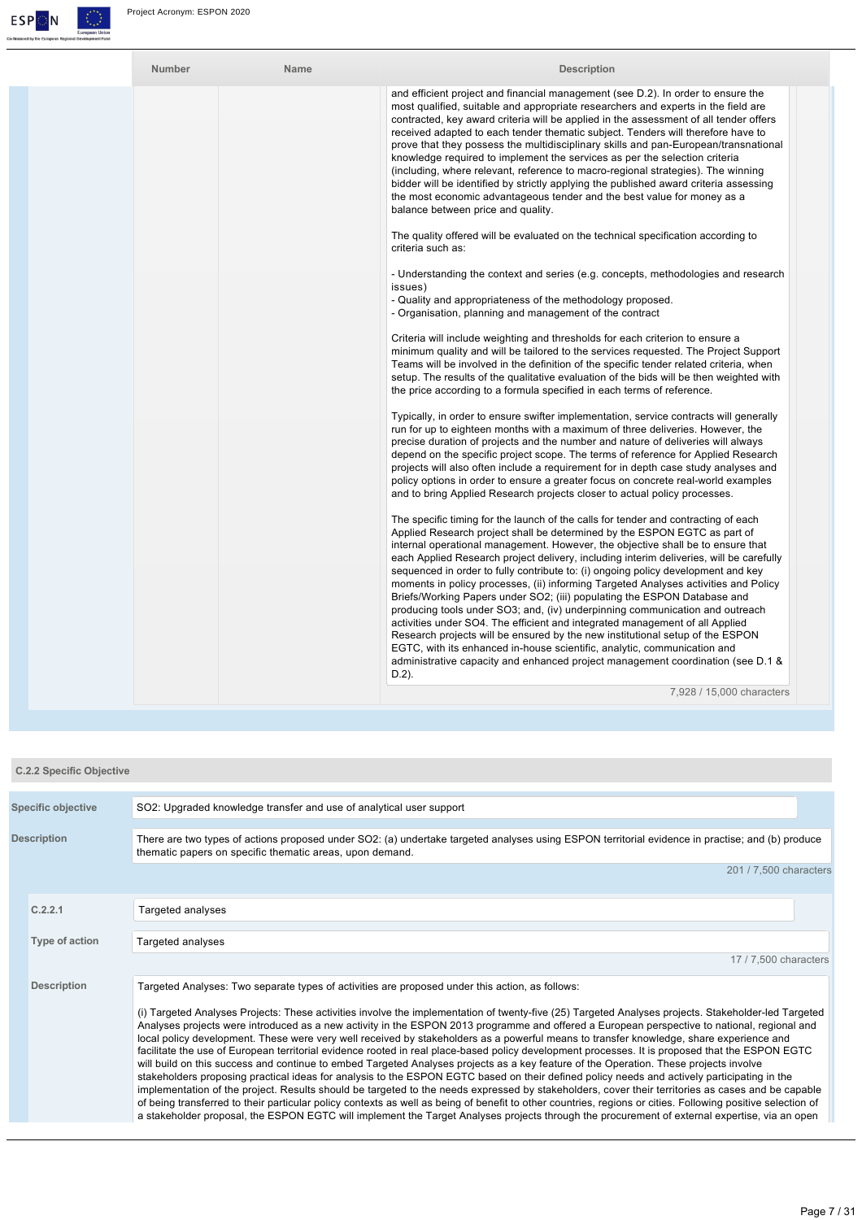| Number | Name | Description |
|---|---|---|
| | | and efficient project and financial management (see D.2). In order to ensure the most qualified, suitable and appropriate researchers and experts in the field are contracted, key award criteria will be applied in the assessment of all tender offers received adapted to each tender thematic subject. Tenders will therefore have to prove that they possess the multidisciplinary skills and pan-European/transnational knowledge required to implement the services as per the selection criteria (including, where relevant, reference to macro-regional strategies). The winning bidder will be identified by strictly applying the published award criteria assessing the most economic advantageous tender and the best value for money as a balance between price and quality.<br><br>The quality offered will be evaluated on the technical specification according to criteria such as:<br><br>- Understanding the context and series (e.g. concepts, methodologies and research issues)<br>- Quality and appropriateness of the methodology proposed.<br>- Organisation, planning and management of the contract<br><br>Criteria will include weighting and thresholds for each criterion to ensure a minimum quality and will be tailored to the services requested. The Project Support Teams will be involved in the definition of the specific tender related criteria, when setup. The results of the qualitative evaluation of the bids will be then weighted with the price according to a formula specified in each terms of reference.<br><br>Typically, in order to ensure swifter implementation, service contracts will generally run for up to eighteen months with a maximum of three deliveries. However, the precise duration of projects and the number and nature of deliveries will always depend on the specific project scope. The terms of reference for Applied Research projects will also often include a requirement for in depth case study analyses and policy options in order to ensure a greater focus on concrete real-world examples and to bring Applied Research projects closer to actual policy processes.<br><br>The specific timing for the launch of the calls for tender and contracting of each Applied Research project shall be determined by the ESPON EGTC as part of internal operational management. However, the objective shall be to ensure that each Applied Research project delivery, including interim deliveries, will be carefully sequenced in order to fully contribute to: (i) ongoing policy development and key moments in policy processes, (ii) informing Targeted Analyses activities and Policy Briefs/Working Papers under SO2; (iii) populating the ESPON Database and producing tools under SO3; and, (iv) underpinning communication and outreach activities under SO4. The efficient and integrated management of all Applied Research projects will be ensured by the new institutional setup of the ESPON EGTC, with its enhanced in-house scientific, analytic, communication and administrative capacity and enhanced project management coordination (see D.1 & D.2).<br><br>7,928 / 15,000 characters |

### C.2.2 Specific Objective

**Specific objective**

SO2: Upgraded knowledge transfer and use of analytical user support

**Description**

There are two types of actions proposed under SO2: (a) undertake targeted analyses using ESPON territorial evidence in practise; and (b) produce thematic papers on specific thematic areas, upon demand.

201 / 7,500 characters

**C.2.2.1**

Targeted analyses

**Type of action**

Targeted analyses

17 / 7,500 characters

**Description**

Targeted Analyses: Two separate types of activities are proposed under this action, as follows:

(i) Targeted Analyses Projects: These activities involve the implementation of twenty-five (25) Targeted Analyses projects. Stakeholder-led Targeted Analyses projects were introduced as a new activity in the ESPON 2013 programme and offered a European perspective to national, regional and local policy development. These were very well received by stakeholders as a powerful means to transfer knowledge, share experience and facilitate the use of European territorial evidence rooted in real place-based policy development processes. It is proposed that the ESPON EGTC will build on this success and continue to embed Targeted Analyses projects as a key feature of the Operation. These projects involve stakeholders proposing practical ideas for analysis to the ESPON EGTC based on their defined policy needs and actively participating in the implementation of the project. Results should be targeted to the needs expressed by stakeholders, cover their territories as cases and be capable of being transferred to their particular policy contexts as well as being of benefit to other countries, regions or cities. Following positive selection of a stakeholder proposal, the ESPON EGTC will implement the Target Analyses projects through the procurement of external expertise, via an open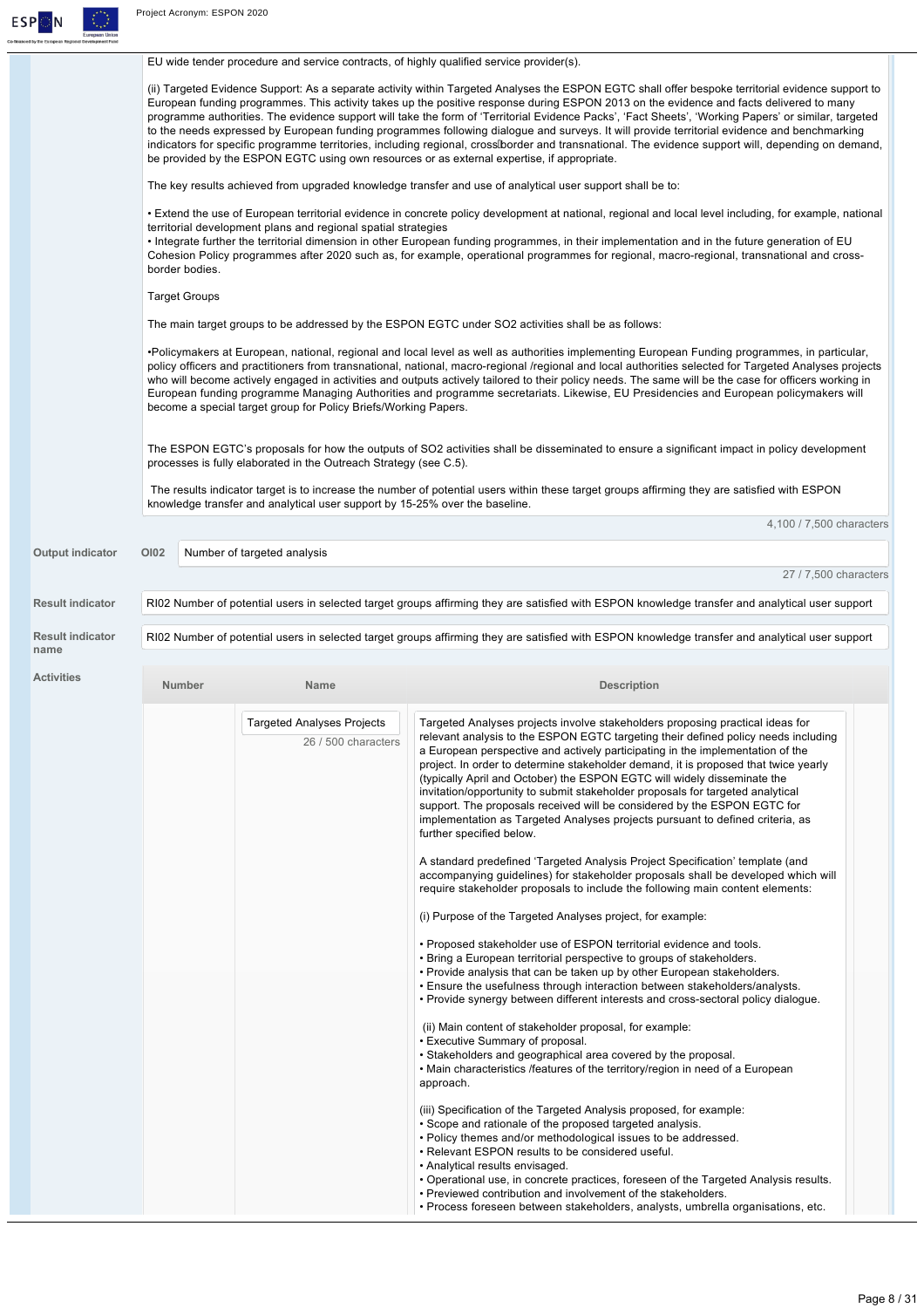EU wide tender procedure and service contracts, of highly qualified service provider(s).

(ii) Targeted Evidence Support: As a separate activity within Targeted Analyses the ESPON EGTC shall offer bespoke territorial evidence support to European funding programmes. This activity takes up the positive response during ESPON 2013 on the evidence and facts delivered to many programme authorities. The evidence support will take the form of 'Territorial Evidence Packs', 'Fact Sheets', 'Working Papers' or similar, targeted to the needs expressed by European funding programmes following dialogue and surveys. It will provide territorial evidence and benchmarking indicators for specific programme territories, including regional, cross border and transnational. The evidence support will, depending on demand, be provided by the ESPON EGTC using own resources or as external expertise, if appropriate.

The key results achieved from upgraded knowledge transfer and use of analytical user support shall be to:

• Extend the use of European territorial evidence in concrete policy development at national, regional and local level including, for example, national territorial development plans and regional spatial strategies
• Integrate further the territorial dimension in other European funding programmes, in their implementation and in the future generation of EU Cohesion Policy programmes after 2020 such as, for example, operational programmes for regional, macro-regional, transnational and cross-border bodies.

Target Groups

The main target groups to be addressed by the ESPON EGTC under SO2 activities shall be as follows:

•Policymakers at European, national, regional and local level as well as authorities implementing European Funding programmes, in particular, policy officers and practitioners from transnational, national, macro-regional /regional and local authorities selected for Targeted Analyses projects who will become actively engaged in activities and outputs actively tailored to their policy needs. The same will be the case for officers working in European funding programme Managing Authorities and programme secretariats. Likewise, EU Presidencies and European policymakers will become a special target group for Policy Briefs/Working Papers.

The ESPON EGTC's proposals for how the outputs of SO2 activities shall be disseminated to ensure a significant impact in policy development processes is fully elaborated in the Outreach Strategy (see C.5).

The results indicator target is to increase the number of potential users within these target groups affirming they are satisfied with ESPON knowledge transfer and analytical user support by 15-25% over the baseline.

4,100 / 7,500 characters

**Output indicator** OI02 — Number of targeted analysis

27 / 7,500 characters

**Result indicator** RI02 Number of potential users in selected target groups affirming they are satisfied with ESPON knowledge transfer and analytical user support

**Result indicator name** RI02 Number of potential users in selected target groups affirming they are satisfied with ESPON knowledge transfer and analytical user support

**Activities**

| Number | Name | Description |
|---|---|---|
| | Targeted Analyses Projects (26 / 500 characters) | Targeted Analyses projects involve stakeholders proposing practical ideas for relevant analysis to the ESPON EGTC targeting their defined policy needs including a European perspective and actively participating in the implementation of the project. In order to determine stakeholder demand, it is proposed that twice yearly (typically April and October) the ESPON EGTC will widely disseminate the invitation/opportunity to submit stakeholder proposals for targeted analytical support. The proposals received will be considered by the ESPON EGTC for implementation as Targeted Analyses projects pursuant to defined criteria, as further specified below.<br><br>A standard predefined 'Targeted Analysis Project Specification' template (and accompanying guidelines) for stakeholder proposals shall be developed which will require stakeholder proposals to include the following main content elements:<br><br>(i) Purpose of the Targeted Analyses project, for example:<br><br>• Proposed stakeholder use of ESPON territorial evidence and tools.<br>• Bring a European territorial perspective to groups of stakeholders.<br>• Provide analysis that can be taken up by other European stakeholders.<br>• Ensure the usefulness through interaction between stakeholders/analysts.<br>• Provide synergy between different interests and cross-sectoral policy dialogue.<br><br>(ii) Main content of stakeholder proposal, for example:<br>• Executive Summary of proposal.<br>• Stakeholders and geographical area covered by the proposal.<br>• Main characteristics /features of the territory/region in need of a European approach.<br><br>(iii) Specification of the Targeted Analysis proposed, for example:<br>• Scope and rationale of the proposed targeted analysis.<br>• Policy themes and/or methodological issues to be addressed.<br>• Relevant ESPON results to be considered useful.<br>• Analytical results envisaged.<br>• Operational use, in concrete practices, foreseen of the Targeted Analysis results.<br>• Previewed contribution and involvement of the stakeholders.<br>• Process foreseen between stakeholders, analysts, umbrella organisations, etc. |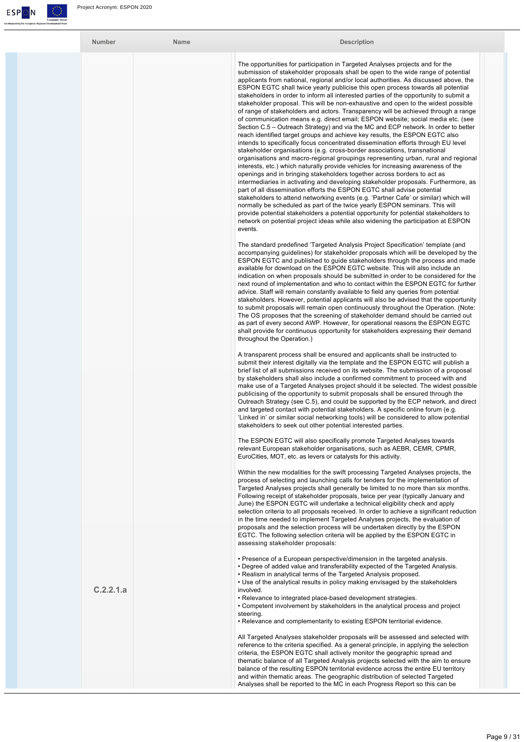| Number | Name | Description |
| --- | --- | --- |
| C.2.2.1.a | | The opportunities for participation in Targeted Analyses projects and for the submission of stakeholder proposals shall be open to the wide range of potential applicants from national, regional and/or local authorities. As discussed above, the ESPON EGTC shall twice yearly publicise this open process towards all potential stakeholders in order to inform all interested parties of the opportunity to submit a stakeholder proposal. This will be non-exhaustive and open to the widest possible of range of stakeholders and actors. Transparency will be achieved through a range of communication means e.g. direct email; ESPON website; social media etc. (see Section C.5 – Outreach Strategy) and via the MC and ECP network. In order to better reach identified target groups and achieve key results, the ESPON EGTC also intends to specifically focus concentrated dissemination efforts through EU level stakeholder organisations (e.g. cross-border associations, transnational organisations and macro-regional groupings representing urban, rural and regional interests, etc.) which naturally provide vehicles for increasing awareness of the openings and in bringing stakeholders together across borders to act as intermediaries in activating and developing stakeholder proposals. Furthermore, as part of all dissemination efforts the ESPON EGTC shall advise potential stakeholders to attend networking events (e.g. 'Partner Cafe' or similar) which will normally be scheduled as part of the twice yearly ESPON seminars. This will provide potential stakeholders a potential opportunity for potential stakeholders to network on potential project ideas while also widening the participation at ESPON events.<br><br>The standard predefined 'Targeted Analysis Project Specification' template (and accompanying guidelines) for stakeholder proposals which will be developed by the ESPON EGTC and published to guide stakeholders through the process and made available for download on the ESPON EGTC website. This will also include an indication on when proposals should be submitted in order to be considered for the next round of implementation and who to contact within the ESPON EGTC for further advice. Staff will remain constantly available to field any queries from potential stakeholders. However, potential applicants will also be advised that the opportunity to submit proposals will remain open continuously throughout the Operation. (Note: The OS proposes that the screening of stakeholder demand should be carried out as part of every second AWP. However, for operational reasons the ESPON EGTC shall provide for continuous opportunity for stakeholders expressing their demand throughout the Operation.)<br><br>A transparent process shall be ensured and applicants shall be instructed to submit their interest digitally via the template and the ESPON EGTC will publish a brief list of all submissions received on its website. The submission of a proposal by stakeholders shall also include a confirmed commitment to proceed with and make use of a Targeted Analyses project should it be selected. The widest possible publicising of the opportunity to submit proposals shall be ensured through the Outreach Strategy (see C.5), and could be supported by the ECP network, and direct and targeted contact with potential stakeholders. A specific online forum (e.g. 'Linked in' or similar social networking tools) will be considered to allow potential stakeholders to seek out other potential interested parties.<br><br>The ESPON EGTC will also specifically promote Targeted Analyses towards relevant European stakeholder organisations, such as AEBR, CEMR, CPMR, EuroCities, MOT, etc. as levers or catalysts for this activity.<br><br>Within the new modalities for the swift processing Targeted Analyses projects, the process of selecting and launching calls for tenders for the implementation of Targeted Analyses projects shall generally be limited to no more than six months. Following receipt of stakeholder proposals, twice per year (typically January and June) the ESPON EGTC will undertake a technical eligibility check and apply selection criteria to all proposals received. In order to achieve a significant reduction in the time needed to implement Targeted Analyses projects, the evaluation of proposals and the selection process will be undertaken directly by the ESPON EGTC. The following selection criteria will be applied by the ESPON EGTC in assessing stakeholder proposals:<br><br>• Presence of a European perspective/dimension in the targeted analysis.<br>• Degree of added value and transferability expected of the Targeted Analysis.<br>• Realism in analytical terms of the Targeted Analysis proposed.<br>• Use of the analytical results in policy making envisaged by the stakeholders involved.<br>• Relevance to integrated place-based development strategies.<br>• Competent involvement by stakeholders in the analytical process and project steering.<br>• Relevance and complementarity to existing ESPON territorial evidence.<br><br>All Targeted Analyses stakeholder proposals will be assessed and selected with reference to the criteria specified. As a general principle, in applying the selection criteria, the ESPON EGTC shall actively monitor the geographic spread and thematic balance of all Targeted Analysis projects selected with the aim to ensure balance of the resulting ESPON territorial evidence across the entire EU territory and within thematic areas. The geographic distribution of selected Targeted Analyses shall be reported to the MC in each Progress Report so this can be |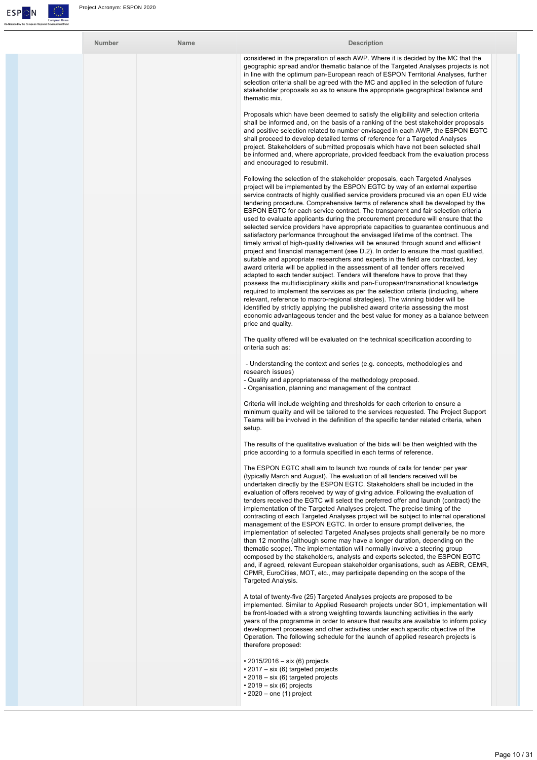| Number | Name | Description |
| --- | --- | --- |
| | | considered in the preparation of each AWP. Where it is decided by the MC that the geographic spread and/or thematic balance of the Targeted Analyses projects is not in line with the optimum pan-European reach of ESPON Territorial Analyses, further selection criteria shall be agreed with the MC and applied in the selection of future stakeholder proposals so as to ensure the appropriate geographical balance and thematic mix.<br><br>Proposals which have been deemed to satisfy the eligibility and selection criteria shall be informed and, on the basis of a ranking of the best stakeholder proposals and positive selection related to number envisaged in each AWP, the ESPON EGTC shall proceed to develop detailed terms of reference for a Targeted Analyses project. Stakeholders of submitted proposals which have not been selected shall be informed and, where appropriate, provided feedback from the evaluation process and encouraged to resubmit.<br><br>Following the selection of the stakeholder proposals, each Targeted Analyses project will be implemented by the ESPON EGTC by way of an external expertise service contracts of highly qualified service providers procured via an open EU wide tendering procedure. Comprehensive terms of reference shall be developed by the ESPON EGTC for each service contract. The transparent and fair selection criteria used to evaluate applicants during the procurement procedure will ensure that the selected service providers have appropriate capacities to guarantee continuous and satisfactory performance throughout the envisaged lifetime of the contract. The timely arrival of high-quality deliveries will be ensured through sound and efficient project and financial management (see D.2). In order to ensure the most qualified, suitable and appropriate researchers and experts in the field are contracted, key award criteria will be applied in the assessment of all tender offers received adapted to each tender subject. Tenders will therefore have to prove that they possess the multidisciplinary skills and pan-European/transnational knowledge required to implement the services as per the selection criteria (including, where relevant, reference to macro-regional strategies). The winning bidder will be identified by strictly applying the published award criteria assessing the most economic advantageous tender and the best value for money as a balance between price and quality.<br><br>The quality offered will be evaluated on the technical specification according to criteria such as:<br><br>- Understanding the context and series (e.g. concepts, methodologies and research issues)<br>- Quality and appropriateness of the methodology proposed.<br>- Organisation, planning and management of the contract<br><br>Criteria will include weighting and thresholds for each criterion to ensure a minimum quality and will be tailored to the services requested. The Project Support Teams will be involved in the definition of the specific tender related criteria, when setup.<br><br>The results of the qualitative evaluation of the bids will be then weighted with the price according to a formula specified in each terms of reference.<br><br>The ESPON EGTC shall aim to launch two rounds of calls for tender per year (typically March and August). The evaluation of all tenders received will be undertaken directly by the ESPON EGTC. Stakeholders shall be included in the evaluation of offers received by way of giving advice. Following the evaluation of tenders received the EGTC will select the preferred offer and launch (contract) the implementation of the Targeted Analyses project. The precise timing of the contracting of each Targeted Analyses project will be subject to internal operational management of the ESPON EGTC. In order to ensure prompt deliveries, the implementation of selected Targeted Analyses projects shall generally be no more than 12 months (although some may have a longer duration, depending on the thematic scope). The implementation will normally involve a steering group composed by the stakeholders, analysts and experts selected, the ESPON EGTC and, if agreed, relevant European stakeholder organisations, such as AEBR, CEMR, CPMR, EuroCities, MOT, etc., may participate depending on the scope of the Targeted Analysis.<br><br>A total of twenty-five (25) Targeted Analyses projects are proposed to be implemented. Similar to Applied Research projects under SO1, implementation will be front-loaded with a strong weighting towards launching activities in the early years of the programme in order to ensure that results are available to inform policy development processes and other activities under each specific objective of the Operation. The following schedule for the launch of applied research projects is therefore proposed:<br><br>• 2015/2016 – six (6) projects<br>• 2017 – six (6) targeted projects<br>• 2018 – six (6) targeted projects<br>• 2019 – six (6) projects<br>• 2020 – one (1) project |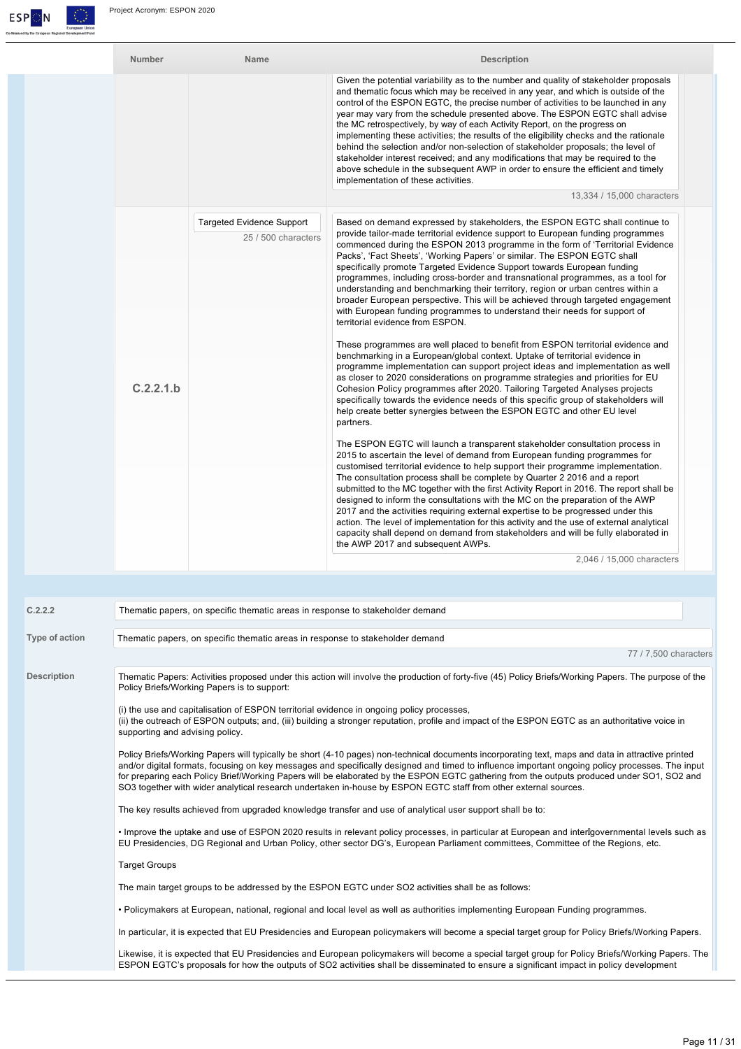| Number | Name | Description |
|---|---|---|
| | | Given the potential variability as to the number and quality of stakeholder proposals and thematic focus which may be received in any year, and which is outside of the control of the ESPON EGTC, the precise number of activities to be launched in any year may vary from the schedule presented above. The ESPON EGTC shall advise the MC retrospectively, by way of each Activity Report, on the progress on implementing these activities; the results of the eligibility checks and the rationale behind the selection and/or non-selection of stakeholder proposals; the level of stakeholder interest received; and any modifications that may be required to the above schedule in the subsequent AWP in order to ensure the efficient and timely implementation of these activities.<br><br>13,334 / 15,000 characters |
| C.2.2.1.b | Targeted Evidence Support<br><br>25 / 500 characters | Based on demand expressed by stakeholders, the ESPON EGTC shall continue to provide tailor-made territorial evidence support to European funding programmes commenced during the ESPON 2013 programme in the form of 'Territorial Evidence Packs', 'Fact Sheets', 'Working Papers' or similar. The ESPON EGTC shall specifically promote Targeted Evidence Support towards European funding programmes, including cross-border and transnational programmes, as a tool for understanding and benchmarking their territory, region or urban centres within a broader European perspective. This will be achieved through targeted engagement with European funding programmes to understand their needs for support of territorial evidence from ESPON.<br><br>These programmes are well placed to benefit from ESPON territorial evidence and benchmarking in a European/global context. Uptake of territorial evidence in programme implementation can support project ideas and implementation as well as closer to 2020 considerations on programme strategies and priorities for EU Cohesion Policy programmes after 2020. Tailoring Targeted Analyses projects specifically towards the evidence needs of this specific group of stakeholders will help create better synergies between the ESPON EGTC and other EU level partners.<br><br>The ESPON EGTC will launch a transparent stakeholder consultation process in 2015 to ascertain the level of demand from European funding programmes for customised territorial evidence to help support their programme implementation. The consultation process shall be complete by Quarter 2 2016 and a report submitted to the MC together with the first Activity Report in 2016. The report shall be designed to inform the consultations with the MC on the preparation of the AWP 2017 and the activities requiring external expertise to be progressed under this action. The level of implementation for this activity and the use of external analytical capacity shall depend on demand from stakeholders and will be fully elaborated in the AWP 2017 and subsequent AWPs.<br><br>2,046 / 15,000 characters |

**C.2.2.2** Thematic papers, on specific thematic areas in response to stakeholder demand

**Type of action** Thematic papers, on specific thematic areas in response to stakeholder demand

77 / 7,500 characters

**Description**

Thematic Papers: Activities proposed under this action will involve the production of forty-five (45) Policy Briefs/Working Papers. The purpose of the Policy Briefs/Working Papers is to support:

(i) the use and capitalisation of ESPON territorial evidence in ongoing policy processes,
(ii) the outreach of ESPON outputs; and, (iii) building a stronger reputation, profile and impact of the ESPON EGTC as an authoritative voice in supporting and advising policy.

Policy Briefs/Working Papers will typically be short (4-10 pages) non-technical documents incorporating text, maps and data in attractive printed and/or digital formats, focusing on key messages and specifically designed and timed to influence important ongoing policy processes. The input for preparing each Policy Brief/Working Papers will be elaborated by the ESPON EGTC gathering from the outputs produced under SO1, SO2 and SO3 together with wider analytical research undertaken in-house by ESPON EGTC staff from other external sources.

The key results achieved from upgraded knowledge transfer and use of analytical user support shall be to:

• Improve the uptake and use of ESPON 2020 results in relevant policy processes, in particular at European and intergovernmental levels such as EU Presidencies, DG Regional and Urban Policy, other sector DG's, European Parliament committees, Committee of the Regions, etc.

Target Groups

The main target groups to be addressed by the ESPON EGTC under SO2 activities shall be as follows:

• Policymakers at European, national, regional and local level as well as authorities implementing European Funding programmes.

In particular, it is expected that EU Presidencies and European policymakers will become a special target group for Policy Briefs/Working Papers.

Likewise, it is expected that EU Presidencies and European policymakers will become a special target group for Policy Briefs/Working Papers. The ESPON EGTC's proposals for how the outputs of SO2 activities shall be disseminated to ensure a significant impact in policy development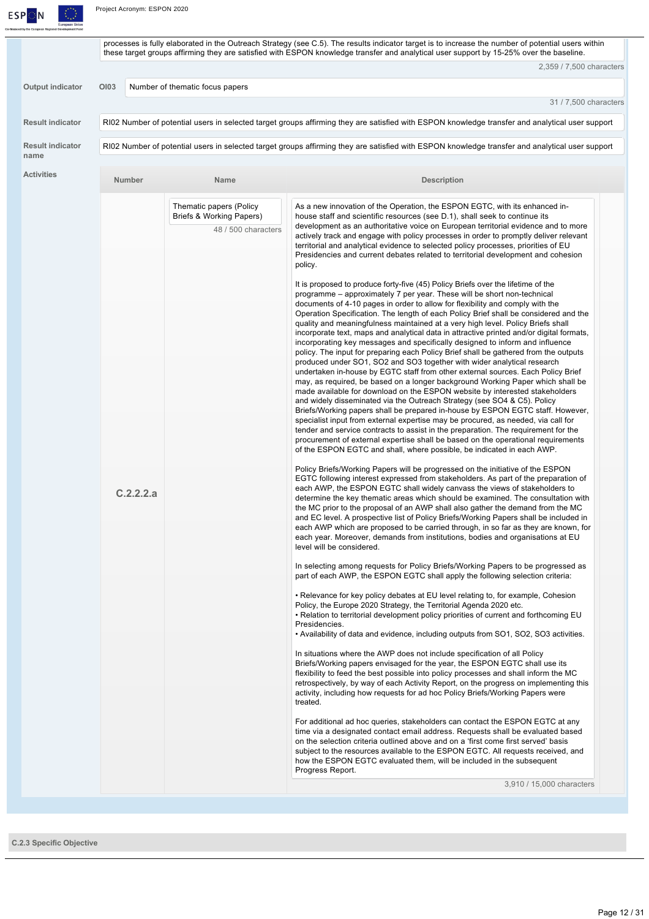processes is fully elaborated in the Outreach Strategy (see C.5). The results indicator target is to increase the number of potential users within these target groups affirming they are satisfied with ESPON knowledge transfer and analytical user support by 15-25% over the baseline.

2,359 / 7,500 characters

| | | |
|---|---|---|
| **Output indicator** | OI03 | Number of thematic focus papers |

31 / 7,500 characters

| | |
|---|---|
| **Result indicator** | RI02 Number of potential users in selected target groups affirming they are satisfied with ESPON knowledge transfer and analytical user support |
| **Result indicator name** | RI02 Number of potential users in selected target groups affirming they are satisfied with ESPON knowledge transfer and analytical user support |

**Activities**

| Number | Name | Description |
|---|---|---|
| C.2.2.2.a | Thematic papers (Policy Briefs & Working Papers)<br>48 / 500 characters | As a new innovation of the Operation, the ESPON EGTC, with its enhanced in-house staff and scientific resources (see D.1), shall seek to continue its development as an authoritative voice on European territorial evidence and to more actively track and engage with policy processes in order to promptly deliver relevant territorial and analytical evidence to selected policy processes, priorities of EU Presidencies and current debates related to territorial development and cohesion policy.<br><br>It is proposed to produce forty-five (45) Policy Briefs over the lifetime of the programme – approximately 7 per year. These will be short non-technical documents of 4-10 pages in order to allow for flexibility and comply with the Operation Specification. The length of each Policy Brief shall be considered and the quality and meaningfulness maintained at a very high level. Policy Briefs shall incorporate text, maps and analytical data in attractive printed and/or digital formats, incorporating key messages and specifically designed to inform and influence policy. The input for preparing each Policy Brief shall be gathered from the outputs produced under SO1, SO2 and SO3 together with wider analytical research undertaken in-house by EGTC staff from other external sources. Each Policy Brief may, as required, be based on a longer background Working Paper which shall be made available for download on the ESPON website by interested stakeholders and widely disseminated via the Outreach Strategy (see SO4 & C5). Policy Briefs/Working papers shall be prepared in-house by ESPON EGTC staff. However, specialist input from external expertise may be procured, as needed, via call for tender and service contracts to assist in the preparation. The requirement for the procurement of external expertise shall be based on the operational requirements of the ESPON EGTC and shall, where possible, be indicated in each AWP.<br><br>Policy Briefs/Working Papers will be progressed on the initiative of the ESPON EGTC following interest expressed from stakeholders. As part of the preparation of each AWP, the ESPON EGTC shall widely canvass the views of stakeholders to determine the key thematic areas which should be examined. The consultation with the MC prior to the proposal of an AWP shall also gather the demand from the MC and EC level. A prospective list of Policy Briefs/Working Papers shall be included in each AWP which are proposed to be carried through, in so far as they are known, for each year. Moreover, demands from institutions, bodies and organisations at EU level will be considered.<br><br>In selecting among requests for Policy Briefs/Working Papers to be progressed as part of each AWP, the ESPON EGTC shall apply the following selection criteria:<br><br>• Relevance for key policy debates at EU level relating to, for example, Cohesion Policy, the Europe 2020 Strategy, the Territorial Agenda 2020 etc.<br>• Relation to territorial development policy priorities of current and forthcoming EU Presidencies.<br>• Availability of data and evidence, including outputs from SO1, SO2, SO3 activities.<br><br>In situations where the AWP does not include specification of all Policy Briefs/Working papers envisaged for the year, the ESPON EGTC shall use its flexibility to feed the best possible into policy processes and shall inform the MC retrospectively, by way of each Activity Report, on the progress on implementing this activity, including how requests for ad hoc Policy Briefs/Working Papers were treated.<br><br>For additional ad hoc queries, stakeholders can contact the ESPON EGTC at any time via a designated contact email address. Requests shall be evaluated based on the selection criteria outlined above and on a 'first come first served' basis subject to the resources available to the ESPON EGTC. All requests received, and how the ESPON EGTC evaluated them, will be included in the subsequent Progress Report.<br>3,910 / 15,000 characters |

## C.2.3 Specific Objective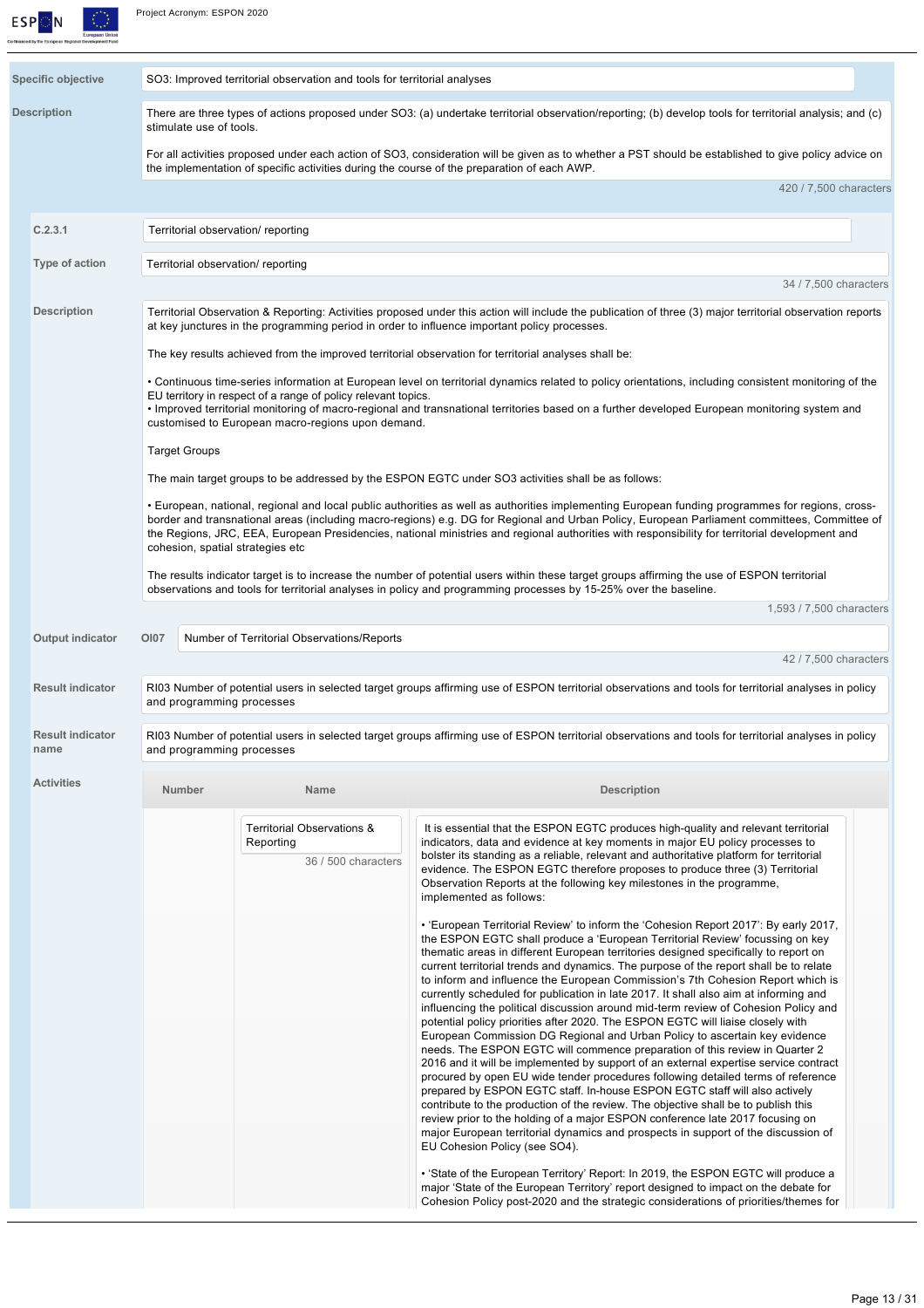**Specific objective**

SO3: Improved territorial observation and tools for territorial analyses

**Description**

There are three types of actions proposed under SO3: (a) undertake territorial observation/reporting; (b) develop tools for territorial analysis; and (c) stimulate use of tools.

For all activities proposed under each action of SO3, consideration will be given as to whether a PST should be established to give policy advice on the implementation of specific activities during the course of the preparation of each AWP.

420 / 7,500 characters

**C.2.3.1**

Territorial observation/ reporting

**Type of action**

Territorial observation/ reporting

34 / 7,500 characters

**Description**

Territorial Observation & Reporting: Activities proposed under this action will include the publication of three (3) major territorial observation reports at key junctures in the programming period in order to influence important policy processes.

The key results achieved from the improved territorial observation for territorial analyses shall be:

• Continuous time-series information at European level on territorial dynamics related to policy orientations, including consistent monitoring of the EU territory in respect of a range of policy relevant topics.
• Improved territorial monitoring of macro-regional and transnational territories based on a further developed European monitoring system and customised to European macro-regions upon demand.

Target Groups

The main target groups to be addressed by the ESPON EGTC under SO3 activities shall be as follows:

• European, national, regional and local public authorities as well as authorities implementing European funding programmes for regions, cross-border and transnational areas (including macro-regions) e.g. DG for Regional and Urban Policy, European Parliament committees, Committee of the Regions, JRC, EEA, European Presidencies, national ministries and regional authorities with responsibility for territorial development and cohesion, spatial strategies etc

The results indicator target is to increase the number of potential users within these target groups affirming the use of ESPON territorial observations and tools for territorial analyses in policy and programming processes by 15-25% over the baseline.

1,593 / 7,500 characters

**Output indicator**

OI07 Number of Territorial Observations/Reports

42 / 7,500 characters

**Result indicator**

RI03 Number of potential users in selected target groups affirming use of ESPON territorial observations and tools for territorial analyses in policy and programming processes

**Result indicator name**

RI03 Number of potential users in selected target groups affirming use of ESPON territorial observations and tools for territorial analyses in policy and programming processes

**Activities**

| Number | Name | Description |
|---|---|---|
| | Territorial Observations & Reporting<br>36 / 500 characters | It is essential that the ESPON EGTC produces high-quality and relevant territorial indicators, data and evidence at key moments in major EU policy processes to bolster its standing as a reliable, relevant and authoritative platform for territorial evidence. The ESPON EGTC therefore proposes to produce three (3) Territorial Observation Reports at the following key milestones in the programme, implemented as follows:<br><br>• 'European Territorial Review' to inform the 'Cohesion Report 2017': By early 2017, the ESPON EGTC shall produce a 'European Territorial Review' focussing on key thematic areas in different European territories designed specifically to report on current territorial trends and dynamics. The purpose of the report shall be to relate to inform and influence the European Commission's 7th Cohesion Report which is currently scheduled for publication in late 2017. It shall also aim at informing and influencing the political discussion around mid-term review of Cohesion Policy and potential policy priorities after 2020. The ESPON EGTC will liaise closely with European Commission DG Regional and Urban Policy to ascertain key evidence needs. The ESPON EGTC will commence preparation of this review in Quarter 2 2016 and it will be implemented by support of an external expertise service contract procured by open EU wide tender procedures following detailed terms of reference prepared by ESPON EGTC staff. In-house ESPON EGTC staff will also actively contribute to the production of the review. The objective shall be to publish this review prior to the holding of a major ESPON conference late 2017 focusing on major European territorial dynamics and prospects in support of the discussion of EU Cohesion Policy (see SO4).<br><br>• 'State of the European Territory' Report: In 2019, the ESPON EGTC will produce a major 'State of the European Territory' report designed to impact on the debate for Cohesion Policy post-2020 and the strategic considerations of priorities/themes for |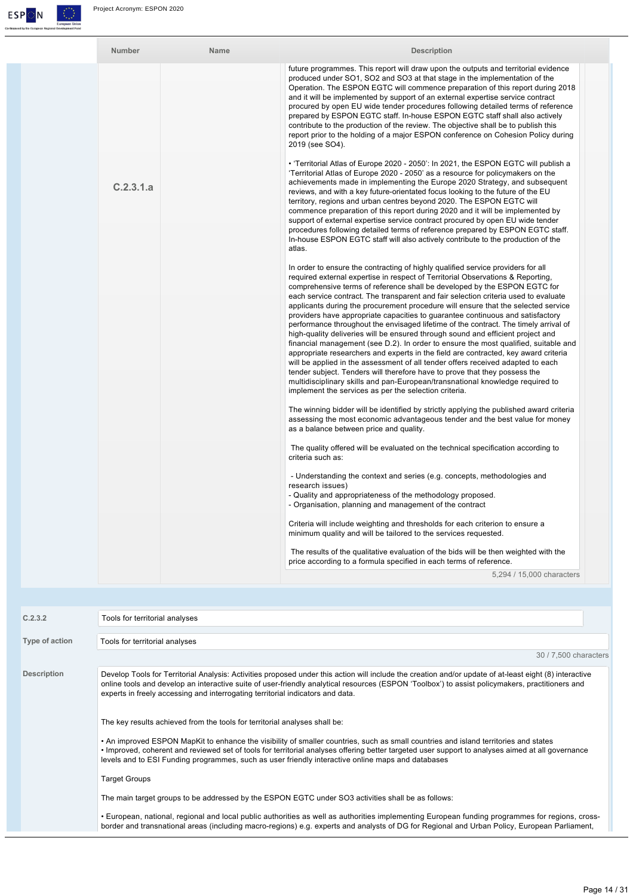| Number | Name | Description |
| --- | --- | --- |
| C.2.3.1.a | | future programmes. This report will draw upon the outputs and territorial evidence produced under SO1, SO2 and SO3 at that stage in the implementation of the Operation. The ESPON EGTC will commence preparation of this report during 2018 and it will be implemented by support of an external expertise service contract procured by open EU wide tender procedures following detailed terms of reference prepared by ESPON EGTC staff. In-house ESPON EGTC staff shall also actively contribute to the production of the review. The objective shall be to publish this report prior to the holding of a major ESPON conference on Cohesion Policy during 2019 (see SO4).<br><br>• 'Territorial Atlas of Europe 2020 - 2050': In 2021, the ESPON EGTC will publish a 'Territorial Atlas of Europe 2020 - 2050' as a resource for policymakers on the achievements made in implementing the Europe 2020 Strategy, and subsequent reviews, and with a key future-orientated focus looking to the future of the EU territory, regions and urban centres beyond 2020. The ESPON EGTC will commence preparation of this report during 2020 and it will be implemented by support of external expertise service contract procured by open EU wide tender procedures following detailed terms of reference prepared by ESPON EGTC staff. In-house ESPON EGTC staff will also actively contribute to the production of the atlas.<br><br>In order to ensure the contracting of highly qualified service providers for all required external expertise in respect of Territorial Observations & Reporting, comprehensive terms of reference shall be developed by the ESPON EGTC for each service contract. The transparent and fair selection criteria used to evaluate applicants during the procurement procedure will ensure that the selected service providers have appropriate capacities to guarantee continuous and satisfactory performance throughout the envisaged lifetime of the contract. The timely arrival of high-quality deliveries will be ensured through sound and efficient project and financial management (see D.2). In order to ensure the most qualified, suitable and appropriate researchers and experts in the field are contracted, key award criteria will be applied in the assessment of all tender offers received adapted to each tender subject. Tenders will therefore have to prove that they possess the multidisciplinary skills and pan-European/transnational knowledge required to implement the services as per the selection criteria.<br><br>The winning bidder will be identified by strictly applying the published award criteria assessing the most economic advantageous tender and the best value for money as a balance between price and quality.<br><br>The quality offered will be evaluated on the technical specification according to criteria such as:<br><br>- Understanding the context and series (e.g. concepts, methodologies and research issues)<br>- Quality and appropriateness of the methodology proposed.<br>- Organisation, planning and management of the contract<br><br>Criteria will include weighting and thresholds for each criterion to ensure a minimum quality and will be tailored to the services requested.<br><br>The results of the qualitative evaluation of the bids will be then weighted with the price according to a formula specified in each terms of reference.<br><br>5,294 / 15,000 characters |

**C.2.3.2** Tools for territorial analyses

**Type of action** Tools for territorial analyses

30 / 7,500 characters

**Description**

Develop Tools for Territorial Analysis: Activities proposed under this action will include the creation and/or update of at-least eight (8) interactive online tools and develop an interactive suite of user-friendly analytical resources (ESPON 'Toolbox') to assist policymakers, practitioners and experts in freely accessing and interrogating territorial indicators and data.

The key results achieved from the tools for territorial analyses shall be:

• An improved ESPON MapKit to enhance the visibility of smaller countries, such as small countries and island territories and states
• Improved, coherent and reviewed set of tools for territorial analyses offering better targeted user support to analyses aimed at all governance levels and to ESI Funding programmes, such as user friendly interactive online maps and databases

Target Groups

The main target groups to be addressed by the ESPON EGTC under SO3 activities shall be as follows:

• European, national, regional and local public authorities as well as authorities implementing European funding programmes for regions, cross-border and transnational areas (including macro-regions) e.g. experts and analysts of DG for Regional and Urban Policy, European Parliament,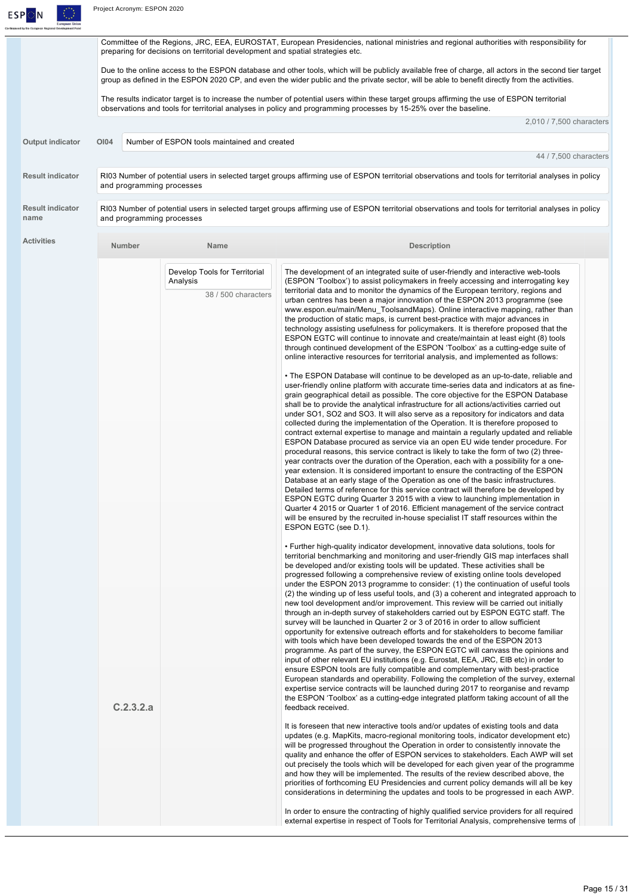Committee of the Regions, JRC, EEA, EUROSTAT, European Presidencies, national ministries and regional authorities with responsibility for preparing for decisions on territorial development and spatial strategies etc.

Due to the online access to the ESPON database and other tools, which will be publicly available free of charge, all actors in the second tier target group as defined in the ESPON 2020 CP, and even the wider public and the private sector, will be able to benefit directly from the activities.

The results indicator target is to increase the number of potential users within these target groups affirming the use of ESPON territorial observations and tools for territorial analyses in policy and programming processes by 15-25% over the baseline.

2,010 / 7,500 characters

| | | |
|---|---|---|
| **Output indicator** | OI04 | Number of ESPON tools maintained and created<br>44 / 7,500 characters |
| **Result indicator** | | RI03 Number of potential users in selected target groups affirming use of ESPON territorial observations and tools for territorial analyses in policy and programming processes |
| **Result indicator name** | | RI03 Number of potential users in selected target groups affirming use of ESPON territorial observations and tools for territorial analyses in policy and programming processes |

**Activities**

| Number | Name | Description |
|---|---|---|
| C.2.3.2.a | Develop Tools for Territorial Analysis<br>38 / 500 characters | The development of an integrated suite of user-friendly and interactive web-tools (ESPON 'Toolbox') to assist policymakers in freely accessing and interrogating key territorial data and to monitor the dynamics of the European territory, regions and urban centres has been a major innovation of the ESPON 2013 programme (see www.espon.eu/main/Menu_ToolsandMaps). Online interactive mapping, rather than the production of static maps, is current best-practice with major advances in technology assisting usefulness for policymakers. It is therefore proposed that the ESPON EGTC will continue to innovate and create/maintain at least eight (8) tools through continued development of the ESPON 'Toolbox' as a cutting-edge suite of online interactive resources for territorial analysis, and implemented as follows:<br><br>• The ESPON Database will continue to be developed as an up-to-date, reliable and user-friendly online platform with accurate time-series data and indicators at as fine-grain geographical detail as possible. The core objective for the ESPON Database shall be to provide the analytical infrastructure for all actions/activities carried out under SO1, SO2 and SO3. It will also serve as a repository for indicators and data collected during the implementation of the Operation. It is therefore proposed to contract external expertise to manage and maintain a regularly updated and reliable ESPON Database procured as service via an open EU wide tender procedure. For procedural reasons, this service contract is likely to take the form of two (2) three-year contracts over the duration of the Operation, each with a possibility for a one-year extension. It is considered important to ensure the contracting of the ESPON Database at an early stage of the Operation as one of the basic infrastructures. Detailed terms of reference for this service contract will therefore be developed by ESPON EGTC during Quarter 3 2015 with a view to launching implementation in Quarter 4 2015 or Quarter 1 of 2016. Efficient management of the service contract will be ensured by the recruited in-house specialist IT staff resources within the ESPON EGTC (see D.1).<br><br>• Further high-quality indicator development, innovative data solutions, tools for territorial benchmarking and monitoring and user-friendly GIS map interfaces shall be developed and/or existing tools will be updated. These activities shall be progressed following a comprehensive review of existing online tools developed under the ESPON 2013 programme to consider: (1) the continuation of useful tools (2) the winding up of less useful tools, and (3) a coherent and integrated approach to new tool development and/or improvement. This review will be carried out initially through an in-depth survey of stakeholders carried out by ESPON EGTC staff. The survey will be launched in Quarter 2 or 3 of 2016 in order to allow sufficient opportunity for extensive outreach efforts and for stakeholders to become familiar with tools which have been developed towards the end of the ESPON 2013 programme. As part of the survey, the ESPON EGTC will canvass the opinions and input of other relevant EU institutions (e.g. Eurostat, EEA, JRC, EIB etc) in order to ensure ESPON tools are fully compatible and complementary with best-practice European standards and operability. Following the completion of the survey, external expertise service contracts will be launched during 2017 to reorganise and revamp the ESPON 'Toolbox' as a cutting-edge integrated platform taking account of all the feedback received.<br><br>It is foreseen that new interactive tools and/or updates of existing tools and data updates (e.g. MapKits, macro-regional monitoring tools, indicator development etc) will be progressed throughout the Operation in order to consistently innovate the quality and enhance the offer of ESPON services to stakeholders. Each AWP will set out precisely the tools which will be developed for each given year of the programme and how they will be implemented. The results of the review described above, the priorities of forthcoming EU Presidencies and current policy demands will all be key considerations in determining the updates and tools to be progressed in each AWP.<br><br>In order to ensure the contracting of highly qualified service providers for all required external expertise in respect of Tools for Territorial Analysis, comprehensive terms of |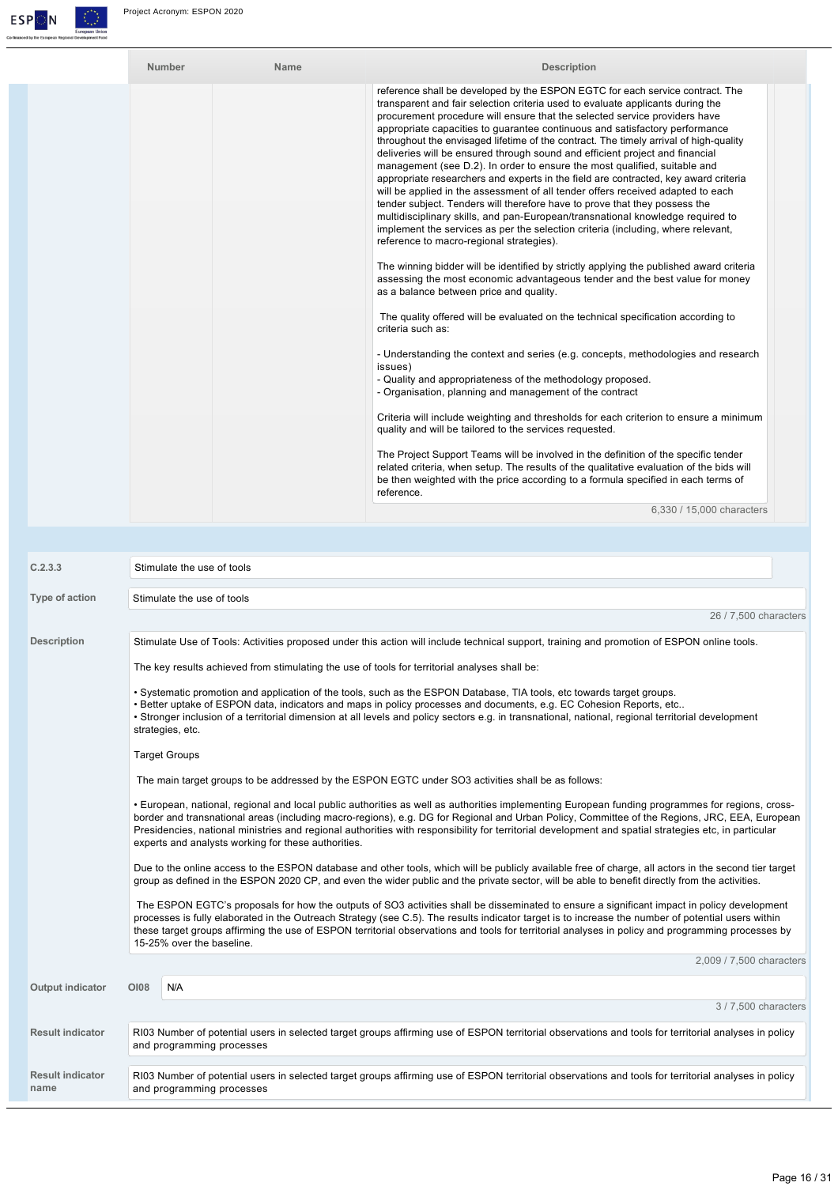| Number | Name | Description |
|---|---|---|
| | | reference shall be developed by the ESPON EGTC for each service contract. The transparent and fair selection criteria used to evaluate applicants during the procurement procedure will ensure that the selected service providers have appropriate capacities to guarantee continuous and satisfactory performance throughout the envisaged lifetime of the contract. The timely arrival of high-quality deliveries will be ensured through sound and efficient project and financial management (see D.2). In order to ensure the most qualified, suitable and appropriate researchers and experts in the field are contracted, key award criteria will be applied in the assessment of all tender offers received adapted to each tender subject. Tenders will therefore have to prove that they possess the multidisciplinary skills, and pan-European/transnational knowledge required to implement the services as per the selection criteria (including, where relevant, reference to macro-regional strategies).<br><br>The winning bidder will be identified by strictly applying the published award criteria assessing the most economic advantageous tender and the best value for money as a balance between price and quality.<br><br>The quality offered will be evaluated on the technical specification according to criteria such as:<br><br>- Understanding the context and series (e.g. concepts, methodologies and research issues)<br>- Quality and appropriateness of the methodology proposed.<br>- Organisation, planning and management of the contract<br><br>Criteria will include weighting and thresholds for each criterion to ensure a minimum quality and will be tailored to the services requested.<br><br>The Project Support Teams will be involved in the definition of the specific tender related criteria, when setup. The results of the qualitative evaluation of the bids will be then weighted with the price according to a formula specified in each terms of reference.<br><br>6,330 / 15,000 characters |

**C.2.3.3** Stimulate the use of tools

**Type of action**

Stimulate the use of tools

26 / 7,500 characters

**Description**

Stimulate Use of Tools: Activities proposed under this action will include technical support, training and promotion of ESPON online tools.

The key results achieved from stimulating the use of tools for territorial analyses shall be:

• Systematic promotion and application of the tools, such as the ESPON Database, TIA tools, etc towards target groups.
• Better uptake of ESPON data, indicators and maps in policy processes and documents, e.g. EC Cohesion Reports, etc..
• Stronger inclusion of a territorial dimension at all levels and policy sectors e.g. in transnational, national, regional territorial development strategies, etc.

Target Groups

The main target groups to be addressed by the ESPON EGTC under SO3 activities shall be as follows:

• European, national, regional and local public authorities as well as authorities implementing European funding programmes for regions, cross-border and transnational areas (including macro-regions), e.g. DG for Regional and Urban Policy, Committee of the Regions, JRC, EEA, European Presidencies, national ministries and regional authorities with responsibility for territorial development and spatial strategies etc, in particular experts and analysts working for these authorities.

Due to the online access to the ESPON database and other tools, which will be publicly available free of charge, all actors in the second tier target group as defined in the ESPON 2020 CP, and even the wider public and the private sector, will be able to benefit directly from the activities.

The ESPON EGTC's proposals for how the outputs of SO3 activities shall be disseminated to ensure a significant impact in policy development processes is fully elaborated in the Outreach Strategy (see C.5). The results indicator target is to increase the number of potential users within these target groups affirming the use of ESPON territorial observations and tools for territorial analyses in policy and programming processes by 15-25% over the baseline.

2,009 / 7,500 characters

**Output indicator** OI08 N/A

3 / 7,500 characters

**Result indicator**

RI03 Number of potential users in selected target groups affirming use of ESPON territorial observations and tools for territorial analyses in policy and programming processes

**Result indicator name**

RI03 Number of potential users in selected target groups affirming use of ESPON territorial observations and tools for territorial analyses in policy and programming processes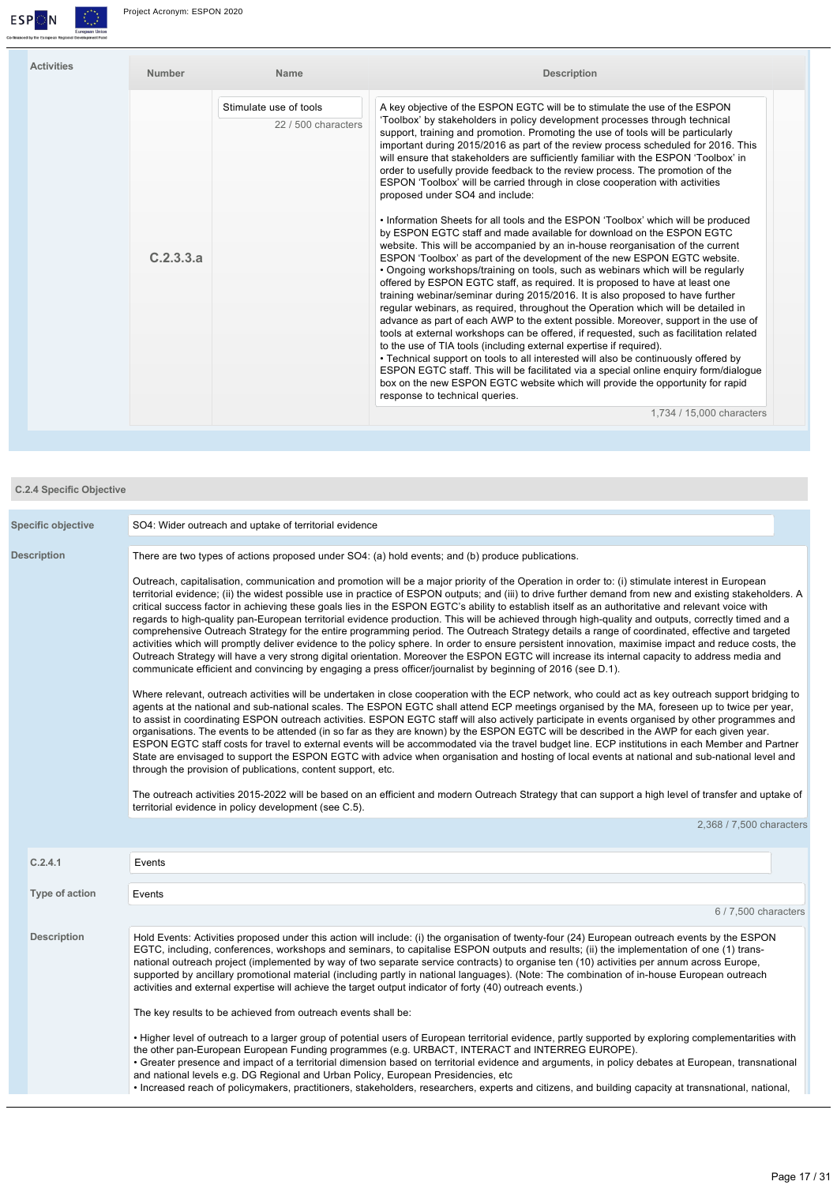**Activities**

| Number | Name | Description |
|---|---|---|
| C.2.3.3.a | Stimulate use of tools<br>22 / 500 characters | A key objective of the ESPON EGTC will be to stimulate the use of the ESPON 'Toolbox' by stakeholders in policy development processes through technical support, training and promotion. Promoting the use of tools will be particularly important during 2015/2016 as part of the review process scheduled for 2016. This will ensure that stakeholders are sufficiently familiar with the ESPON 'Toolbox' in order to usefully provide feedback to the review process. The promotion of the ESPON 'Toolbox' will be carried through in close cooperation with activities proposed under SO4 and include:<br><br>• Information Sheets for all tools and the ESPON 'Toolbox' which will be produced by ESPON EGTC staff and made available for download on the ESPON EGTC website. This will be accompanied by an in-house reorganisation of the current ESPON 'Toolbox' as part of the development of the new ESPON EGTC website.<br>• Ongoing workshops/training on tools, such as webinars which will be regularly offered by ESPON EGTC staff, as required. It is proposed to have at least one training webinar/seminar during 2015/2016. It is also proposed to have further regular webinars, as required, throughout the Operation which will be detailed in advance as part of each AWP to the extent possible. Moreover, support in the use of tools at external workshops can be offered, if requested, such as facilitation related to the use of TIA tools (including external expertise if required).<br>• Technical support on tools to all interested will also be continuously offered by ESPON EGTC staff. This will be facilitated via a special online enquiry form/dialogue box on the new ESPON EGTC website which will provide the opportunity for rapid response to technical queries.<br>1,734 / 15,000 characters |

## C.2.4 Specific Objective

**Specific objective**

SO4: Wider outreach and uptake of territorial evidence

**Description**

There are two types of actions proposed under SO4: (a) hold events; and (b) produce publications.

Outreach, capitalisation, communication and promotion will be a major priority of the Operation in order to: (i) stimulate interest in European territorial evidence; (ii) the widest possible use in practice of ESPON outputs; and (iii) to drive further demand from new and existing stakeholders. A critical success factor in achieving these goals lies in the ESPON EGTC's ability to establish itself as an authoritative and relevant voice with regards to high-quality pan-European territorial evidence production. This will be achieved through high-quality and outputs, correctly timed and a comprehensive Outreach Strategy for the entire programming period. The Outreach Strategy details a range of coordinated, effective and targeted activities which will promptly deliver evidence to the policy sphere. In order to ensure persistent innovation, maximise impact and reduce costs, the Outreach Strategy will have a very strong digital orientation. Moreover the ESPON EGTC will increase its internal capacity to address media and communicate efficient and convincing by engaging a press officer/journalist by beginning of 2016 (see D.1).

Where relevant, outreach activities will be undertaken in close cooperation with the ECP network, who could act as key outreach support bridging to agents at the national and sub-national scales. The ESPON EGTC shall attend ECP meetings organised by the MA, foreseen up to twice per year, to assist in coordinating ESPON outreach activities. ESPON EGTC staff will also actively participate in events organised by other programmes and organisations. The events to be attended (in so far as they are known) by the ESPON EGTC will be described in the AWP for each given year. ESPON EGTC staff costs for travel to external events will be accommodated via the travel budget line. ECP institutions in each Member and Partner State are envisaged to support the ESPON EGTC with advice when organisation and hosting of local events at national and sub-national level and through the provision of publications, content support, etc.

The outreach activities 2015-2022 will be based on an efficient and modern Outreach Strategy that can support a high level of transfer and uptake of territorial evidence in policy development (see C.5).

2,368 / 7,500 characters

**C.2.4.1**

Events

**Type of action**

Events

6 / 7,500 characters

**Description**

Hold Events: Activities proposed under this action will include: (i) the organisation of twenty-four (24) European outreach events by the ESPON EGTC, including, conferences, workshops and seminars, to capitalise ESPON outputs and results; (ii) the implementation of one (1) trans-national outreach project (implemented by way of two separate service contracts) to organise ten (10) activities per annum across Europe, supported by ancillary promotional material (including partly in national languages). (Note: The combination of in-house European outreach activities and external expertise will achieve the target output indicator of forty (40) outreach events.)

The key results to be achieved from outreach events shall be:

• Higher level of outreach to a larger group of potential users of European territorial evidence, partly supported by exploring complementarities with the other pan-European European Funding programmes (e.g. URBACT, INTERACT and INTERREG EUROPE).
• Greater presence and impact of a territorial dimension based on territorial evidence and arguments, in policy debates at European, transnational and national levels e.g. DG Regional and Urban Policy, European Presidencies, etc
• Increased reach of policymakers, practitioners, stakeholders, researchers, experts and citizens, and building capacity at transnational, national,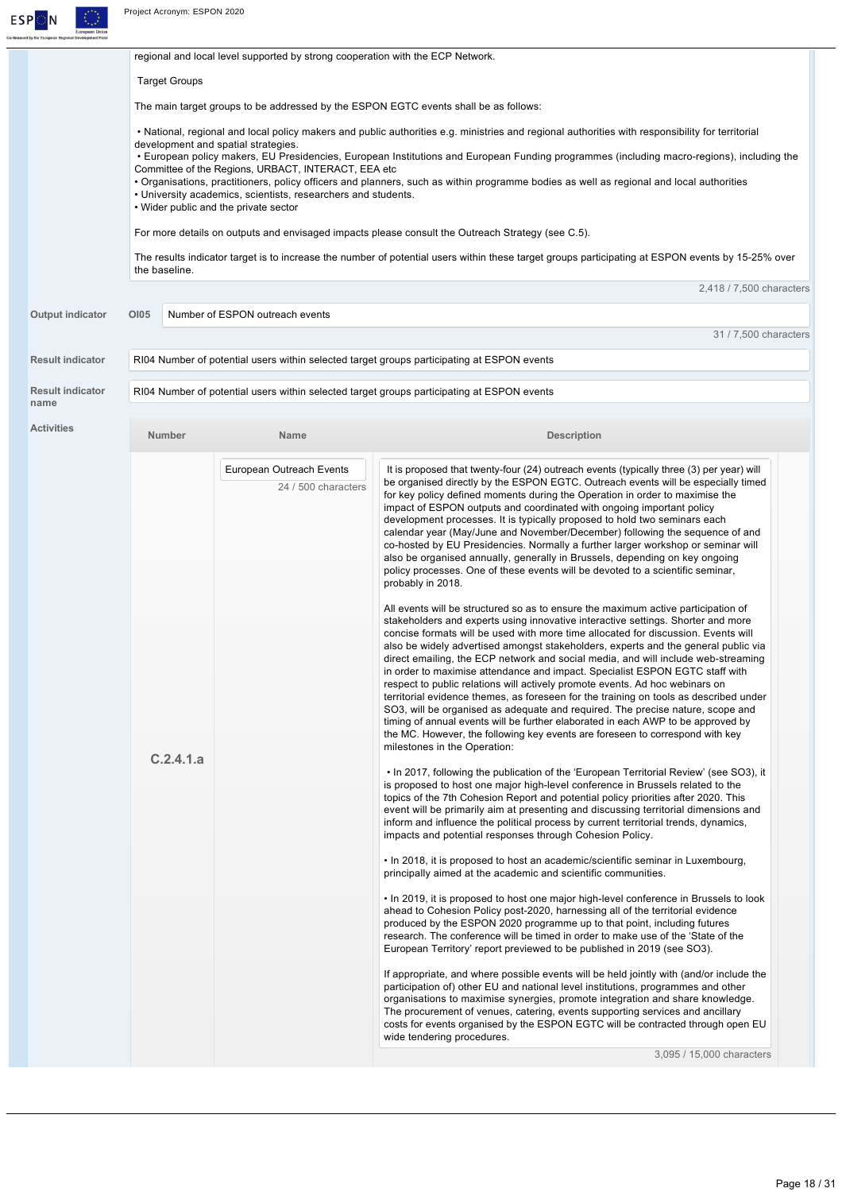regional and local level supported by strong cooperation with the ECP Network.

Target Groups

The main target groups to be addressed by the ESPON EGTC events shall be as follows:

- National, regional and local policy makers and public authorities e.g. ministries and regional authorities with responsibility for territorial development and spatial strategies.
- European policy makers, EU Presidencies, European Institutions and European Funding programmes (including macro-regions), including the Committee of the Regions, URBACT, INTERACT, EEA etc
- Organisations, practitioners, policy officers and planners, such as within programme bodies as well as regional and local authorities
- University academics, scientists, researchers and students.
- Wider public and the private sector

For more details on outputs and envisaged impacts please consult the Outreach Strategy (see C.5).

The results indicator target is to increase the number of potential users within these target groups participating at ESPON events by 15-25% over the baseline.

2,418 / 7,500 characters

**Output indicator** OI05 Number of ESPON outreach events

31 / 7,500 characters

**Result indicator** RI04 Number of potential users within selected target groups participating at ESPON events

**Result indicator name** RI04 Number of potential users within selected target groups participating at ESPON events

**Activities**

| Number | Name | Description |
|---|---|---|
| C.2.4.1.a | European Outreach Events (24 / 500 characters) | It is proposed that twenty-four (24) outreach events (typically three (3) per year) will be organised directly by the ESPON EGTC. Outreach events will be especially timed for key policy defined moments during the Operation in order to maximise the impact of ESPON outputs and coordinated with ongoing important policy development processes. It is typically proposed to hold two seminars each calendar year (May/June and November/December) following the sequence of and co-hosted by EU Presidencies. Normally a further larger workshop or seminar will also be organised annually, generally in Brussels, depending on key ongoing policy processes. One of these events will be devoted to a scientific seminar, probably in 2018.<br><br>All events will be structured so as to ensure the maximum active participation of stakeholders and experts using innovative interactive settings. Shorter and more concise formats will be used with more time allocated for discussion. Events will also be widely advertised amongst stakeholders, experts and the general public via direct emailing, the ECP network and social media, and will include web-streaming in order to maximise attendance and impact. Specialist ESPON EGTC staff with respect to public relations will actively promote events. Ad hoc webinars on territorial evidence themes, as foreseen for the training on tools as described under SO3, will be organised as adequate and required. The precise nature, scope and timing of annual events will be further elaborated in each AWP to be approved by the MC. However, the following key events are foreseen to correspond with key milestones in the Operation:<br><br>• In 2017, following the publication of the 'European Territorial Review' (see SO3), it is proposed to host one major high-level conference in Brussels related to the topics of the 7th Cohesion Report and potential policy priorities after 2020. This event will be primarily aim at presenting and discussing territorial dimensions and inform and influence the political process by current territorial trends, dynamics, impacts and potential responses through Cohesion Policy.<br><br>• In 2018, it is proposed to host an academic/scientific seminar in Luxembourg, principally aimed at the academic and scientific communities.<br><br>• In 2019, it is proposed to host one major high-level conference in Brussels to look ahead to Cohesion Policy post-2020, harnessing all of the territorial evidence produced by the ESPON 2020 programme up to that point, including futures research. The conference will be timed in order to make use of the 'State of the European Territory' report previewed to be published in 2019 (see SO3).<br><br>If appropriate, and where possible events will be held jointly with (and/or include the participation of) other EU and national level institutions, programmes and other organisations to maximise synergies, promote integration and share knowledge. The procurement of venues, catering, events supporting services and ancillary costs for events organised by the ESPON EGTC will be contracted through open EU wide tendering procedures.<br><br>3,095 / 15,000 characters |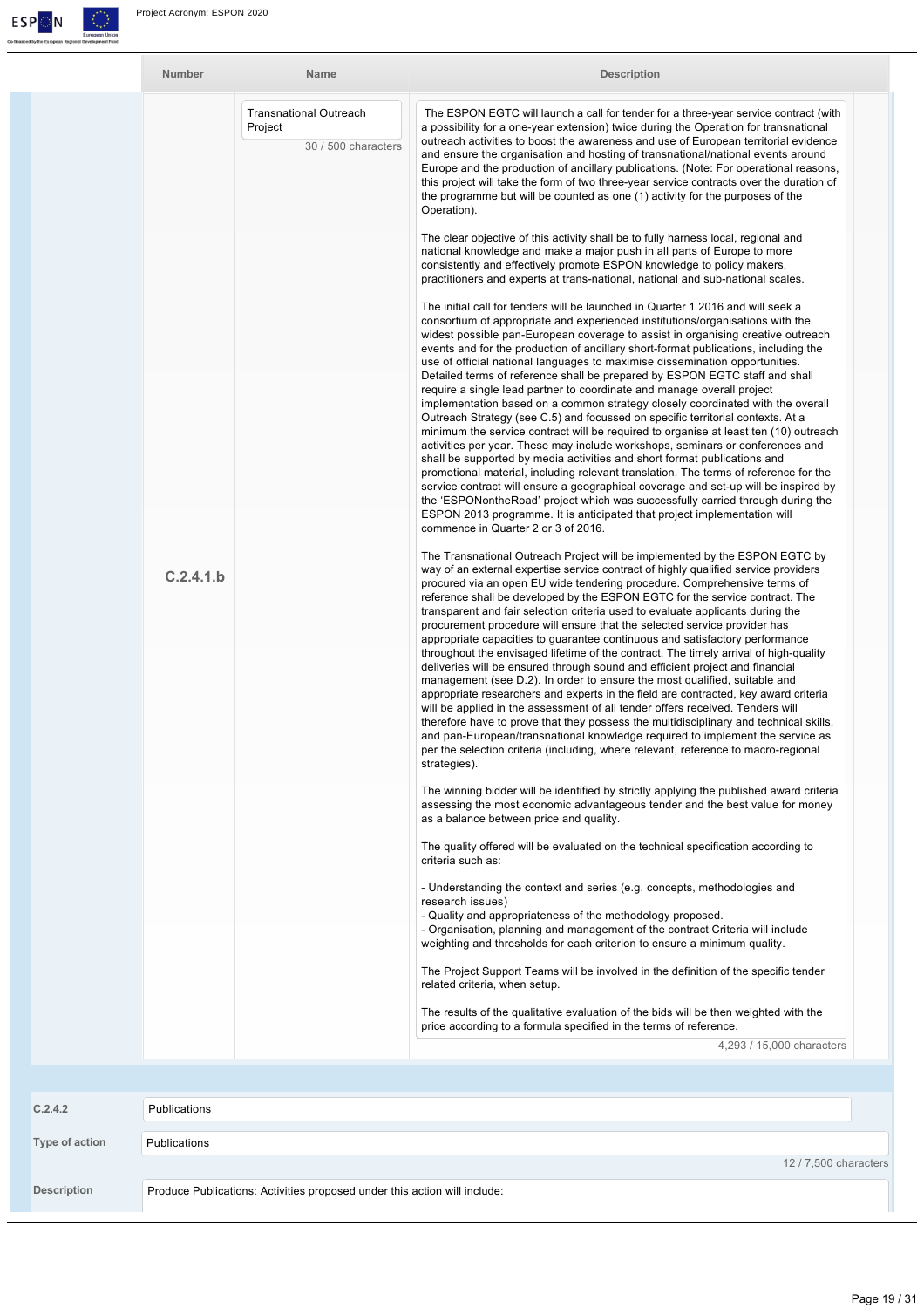| Number | Name | Description |
| --- | --- | --- |
| C.2.4.1.b | Transnational Outreach Project<br>30 / 500 characters | The ESPON EGTC will launch a call for tender for a three-year service contract (with a possibility for a one-year extension) twice during the Operation for transnational outreach activities to boost the awareness and use of European territorial evidence and ensure the organisation and hosting of transnational/national events around Europe and the production of ancillary publications. (Note: For operational reasons, this project will take the form of two three-year service contracts over the duration of the programme but will be counted as one (1) activity for the purposes of the Operation).<br><br>The clear objective of this activity shall be to fully harness local, regional and national knowledge and make a major push in all parts of Europe to more consistently and effectively promote ESPON knowledge to policy makers, practitioners and experts at trans-national, national and sub-national scales.<br><br>The initial call for tenders will be launched in Quarter 1 2016 and will seek a consortium of appropriate and experienced institutions/organisations with the widest possible pan-European coverage to assist in organising creative outreach events and for the production of ancillary short-format publications, including the use of official national languages to maximise dissemination opportunities. Detailed terms of reference shall be prepared by ESPON EGTC staff and shall require a single lead partner to coordinate and manage overall project implementation based on a common strategy closely coordinated with the overall Outreach Strategy (see C.5) and focussed on specific territorial contexts. At a minimum the service contract will be required to organise at least ten (10) outreach activities per year. These may include workshops, seminars or conferences and shall be supported by media activities and short format publications and promotional material, including relevant translation. The terms of reference for the service contract will ensure a geographical coverage and set-up will be inspired by the 'ESPONontheRoad' project which was successfully carried through during the ESPON 2013 programme. It is anticipated that project implementation will commence in Quarter 2 or 3 of 2016.<br><br>The Transnational Outreach Project will be implemented by the ESPON EGTC by way of an external expertise service contract of highly qualified service providers procured via an open EU wide tendering procedure. Comprehensive terms of reference shall be developed by the ESPON EGTC for the service contract. The transparent and fair selection criteria used to evaluate applicants during the procurement procedure will ensure that the selected service provider has appropriate capacities to guarantee continuous and satisfactory performance throughout the envisaged lifetime of the contract. The timely arrival of high-quality deliveries will be ensured through sound and efficient project and financial management (see D.2). In order to ensure the most qualified, suitable and appropriate researchers and experts in the field are contracted, key award criteria will be applied in the assessment of all tender offers received. Tenders will therefore have to prove that they possess the multidisciplinary and technical skills, and pan-European/transnational knowledge required to implement the service as per the selection criteria (including, where relevant, reference to macro-regional strategies).<br><br>The winning bidder will be identified by strictly applying the published award criteria assessing the most economic advantageous tender and the best value for money as a balance between price and quality.<br><br>The quality offered will be evaluated on the technical specification according to criteria such as:<br><br>- Understanding the context and series (e.g. concepts, methodologies and research issues)<br>- Quality and appropriateness of the methodology proposed.<br>- Organisation, planning and management of the contract Criteria will include weighting and thresholds for each criterion to ensure a minimum quality.<br><br>The Project Support Teams will be involved in the definition of the specific tender related criteria, when setup.<br><br>The results of the qualitative evaluation of the bids will be then weighted with the price according to a formula specified in the terms of reference.<br><br>4,293 / 15,000 characters |

| | |
| --- | --- |
| C.2.4.2 | Publications |
| Type of action | Publications<br>12 / 7,500 characters |
| Description | Produce Publications: Activities proposed under this action will include: |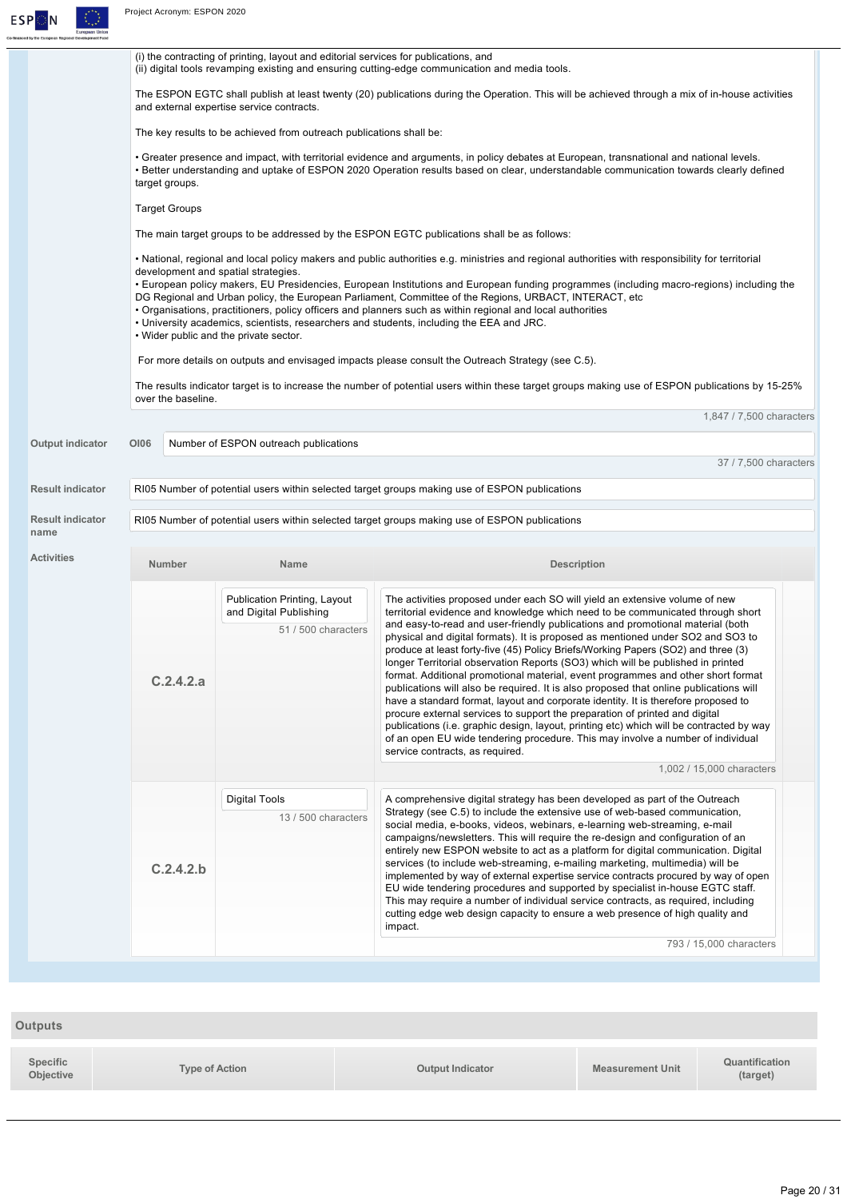(i) the contracting of printing, layout and editorial services for publications, and
(ii) digital tools revamping existing and ensuring cutting-edge communication and media tools.

The ESPON EGTC shall publish at least twenty (20) publications during the Operation. This will be achieved through a mix of in-house activities and external expertise service contracts.

The key results to be achieved from outreach publications shall be:

• Greater presence and impact, with territorial evidence and arguments, in policy debates at European, transnational and national levels.
• Better understanding and uptake of ESPON 2020 Operation results based on clear, understandable communication towards clearly defined target groups.

Target Groups

The main target groups to be addressed by the ESPON EGTC publications shall be as follows:

• National, regional and local policy makers and public authorities e.g. ministries and regional authorities with responsibility for territorial development and spatial strategies.
• European policy makers, EU Presidencies, European Institutions and European funding programmes (including macro-regions) including the DG Regional and Urban policy, the European Parliament, Committee of the Regions, URBACT, INTERACT, etc
• Organisations, practitioners, policy officers and planners such as within regional and local authorities
• University academics, scientists, researchers and students, including the EEA and JRC.
• Wider public and the private sector.

For more details on outputs and envisaged impacts please consult the Outreach Strategy (see C.5).

The results indicator target is to increase the number of potential users within these target groups making use of ESPON publications by 15-25% over the baseline.

1,847 / 7,500 characters

**Output indicator** OI06 — Number of ESPON outreach publications

37 / 7,500 characters

**Result indicator** RI05 Number of potential users within selected target groups making use of ESPON publications

**Result indicator name** RI05 Number of potential users within selected target groups making use of ESPON publications

**Activities**

| Number | Name | Description |
|---|---|---|
| C.2.4.2.a | Publication Printing, Layout and Digital Publishing (51 / 500 characters) | The activities proposed under each SO will yield an extensive volume of new territorial evidence and knowledge which need to be communicated through short and easy-to-read and user-friendly publications and promotional material (both physical and digital formats). It is proposed as mentioned under SO2 and SO3 to produce at least forty-five (45) Policy Briefs/Working Papers (SO2) and three (3) longer Territorial observation Reports (SO3) which will be published in printed format. Additional promotional material, event programmes and other short format publications will also be required. It is also proposed that online publications will have a standard format, layout and corporate identity. It is therefore proposed to procure external services to support the preparation of printed and digital publications (i.e. graphic design, layout, printing etc) which will be contracted by way of an open EU wide tendering procedure. This may involve a number of individual service contracts, as required. (1,002 / 15,000 characters) |
| C.2.4.2.b | Digital Tools (13 / 500 characters) | A comprehensive digital strategy has been developed as part of the Outreach Strategy (see C.5) to include the extensive use of web-based communication, social media, e-books, videos, webinars, e-learning web-streaming, e-mail campaigns/newsletters. This will require the re-design and configuration of an entirely new ESPON website to act as a platform for digital communication. Digital services (to include web-streaming, e-mailing marketing, multimedia) will be implemented by way of external expertise service contracts procured by way of open EU wide tendering procedures and supported by specialist in-house EGTC staff. This may require a number of individual service contracts, as required, including cutting edge web design capacity to ensure a web presence of high quality and impact. (793 / 15,000 characters) |

## Outputs

| Specific Objective | Type of Action | Output Indicator | Measurement Unit | Quantification (target) |
|---|---|---|---|---|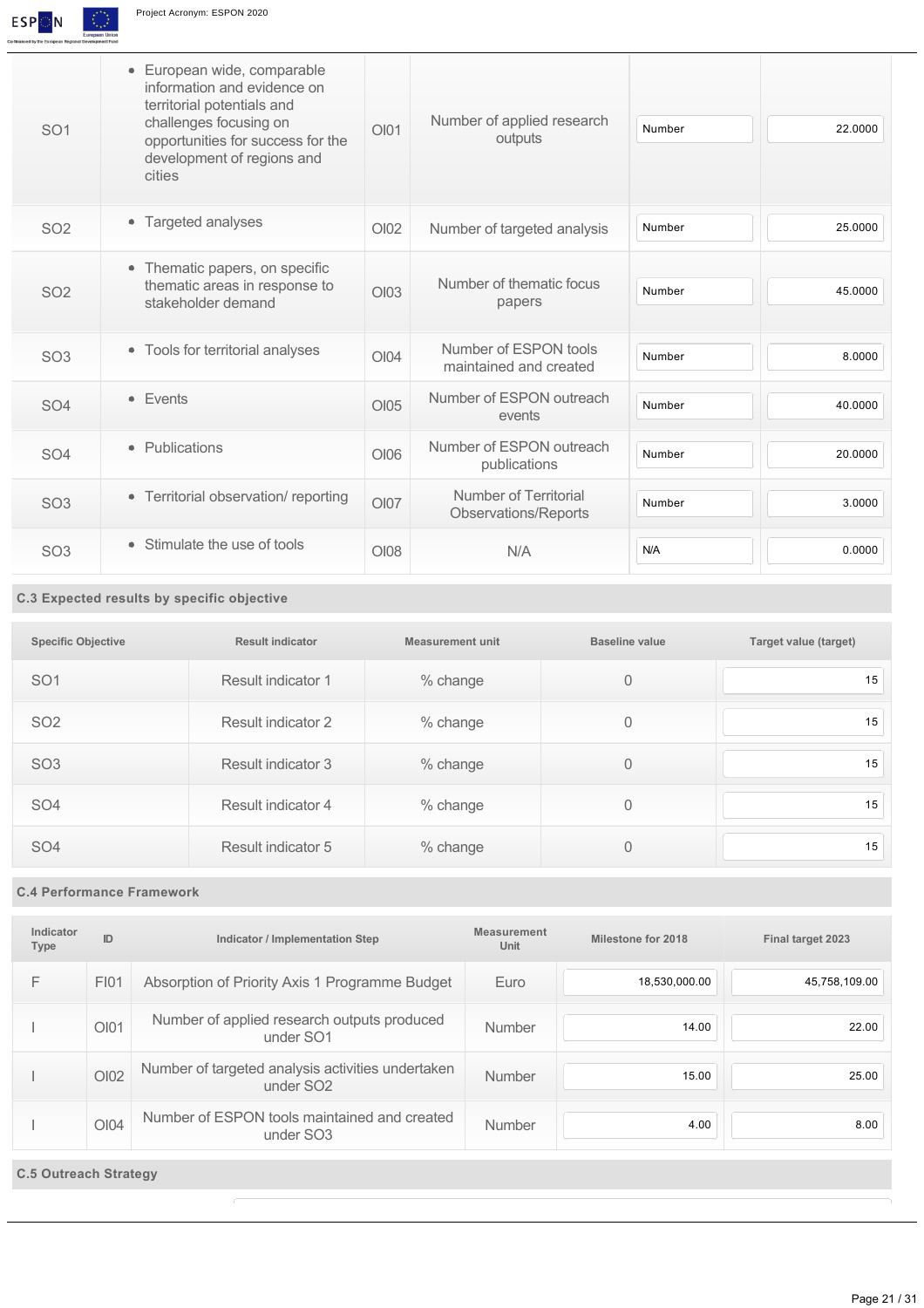| | | | | | |
|---|---|---|---|---|---|
| SO1 | • European wide, comparable information and evidence on territorial potentials and challenges focusing on opportunities for success for the development of regions and cities | OI01 | Number of applied research outputs | Number | 22.0000 |
| SO2 | • Targeted analyses | OI02 | Number of targeted analysis | Number | 25.0000 |
| SO2 | • Thematic papers, on specific thematic areas in response to stakeholder demand | OI03 | Number of thematic focus papers | Number | 45.0000 |
| SO3 | • Tools for territorial analyses | OI04 | Number of ESPON tools maintained and created | Number | 8.0000 |
| SO4 | • Events | OI05 | Number of ESPON outreach events | Number | 40.0000 |
| SO4 | • Publications | OI06 | Number of ESPON outreach publications | Number | 20.0000 |
| SO3 | • Territorial observation/ reporting | OI07 | Number of Territorial Observations/Reports | Number | 3.0000 |
| SO3 | • Stimulate the use of tools | OI08 | N/A | N/A | 0.0000 |

### C.3 Expected results by specific objective

| Specific Objective | Result indicator | Measurement unit | Baseline value | Target value (target) |
|---|---|---|---|---|
| SO1 | Result indicator 1 | % change | 0 | 15 |
| SO2 | Result indicator 2 | % change | 0 | 15 |
| SO3 | Result indicator 3 | % change | 0 | 15 |
| SO4 | Result indicator 4 | % change | 0 | 15 |
| SO4 | Result indicator 5 | % change | 0 | 15 |

### C.4 Performance Framework

| Indicator Type | ID | Indicator / Implementation Step | Measurement Unit | Milestone for 2018 | Final target 2023 |
|---|---|---|---|---|---|
| F | FI01 | Absorption of Priority Axis 1 Programme Budget | Euro | 18,530,000.00 | 45,758,109.00 |
| I | OI01 | Number of applied research outputs produced under SO1 | Number | 14.00 | 22.00 |
| I | OI02 | Number of targeted analysis activities undertaken under SO2 | Number | 15.00 | 25.00 |
| I | OI04 | Number of ESPON tools maintained and created under SO3 | Number | 4.00 | 8.00 |

### C.5 Outreach Strategy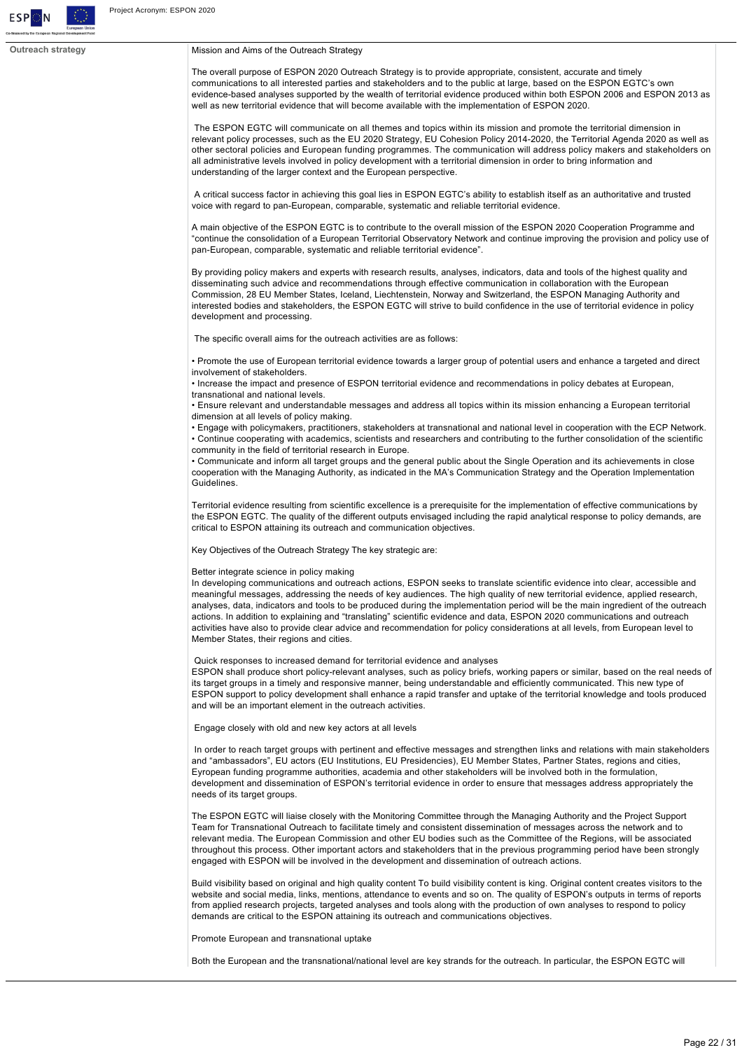**Outreach strategy**

Mission and Aims of the Outreach Strategy

The overall purpose of ESPON 2020 Outreach Strategy is to provide appropriate, consistent, accurate and timely communications to all interested parties and stakeholders and to the public at large, based on the ESPON EGTC's own evidence-based analyses supported by the wealth of territorial evidence produced within both ESPON 2006 and ESPON 2013 as well as new territorial evidence that will become available with the implementation of ESPON 2020.

The ESPON EGTC will communicate on all themes and topics within its mission and promote the territorial dimension in relevant policy processes, such as the EU 2020 Strategy, EU Cohesion Policy 2014-2020, the Territorial Agenda 2020 as well as other sectoral policies and European funding programmes. The communication will address policy makers and stakeholders on all administrative levels involved in policy development with a territorial dimension in order to bring information and understanding of the larger context and the European perspective.

A critical success factor in achieving this goal lies in ESPON EGTC's ability to establish itself as an authoritative and trusted voice with regard to pan-European, comparable, systematic and reliable territorial evidence.

A main objective of the ESPON EGTC is to contribute to the overall mission of the ESPON 2020 Cooperation Programme and "continue the consolidation of a European Territorial Observatory Network and continue improving the provision and policy use of pan-European, comparable, systematic and reliable territorial evidence".

By providing policy makers and experts with research results, analyses, indicators, data and tools of the highest quality and disseminating such advice and recommendations through effective communication in collaboration with the European Commission, 28 EU Member States, Iceland, Liechtenstein, Norway and Switzerland, the ESPON Managing Authority and interested bodies and stakeholders, the ESPON EGTC will strive to build confidence in the use of territorial evidence in policy development and processing.

The specific overall aims for the outreach activities are as follows:

- Promote the use of European territorial evidence towards a larger group of potential users and enhance a targeted and direct involvement of stakeholders.
- Increase the impact and presence of ESPON territorial evidence and recommendations in policy debates at European, transnational and national levels.
- Ensure relevant and understandable messages and address all topics within its mission enhancing a European territorial dimension at all levels of policy making.
- Engage with policymakers, practitioners, stakeholders at transnational and national level in cooperation with the ECP Network.
- Continue cooperating with academics, scientists and researchers and contributing to the further consolidation of the scientific community in the field of territorial research in Europe.
- Communicate and inform all target groups and the general public about the Single Operation and its achievements in close cooperation with the Managing Authority, as indicated in the MA's Communication Strategy and the Operation Implementation Guidelines.

Territorial evidence resulting from scientific excellence is a prerequisite for the implementation of effective communications by the ESPON EGTC. The quality of the different outputs envisaged including the rapid analytical response to policy demands, are critical to ESPON attaining its outreach and communication objectives.

Key Objectives of the Outreach Strategy The key strategic are:

Better integrate science in policy making
In developing communications and outreach actions, ESPON seeks to translate scientific evidence into clear, accessible and meaningful messages, addressing the needs of key audiences. The high quality of new territorial evidence, applied research, analyses, data, indicators and tools to be produced during the implementation period will be the main ingredient of the outreach actions. In addition to explaining and "translating" scientific evidence and data, ESPON 2020 communications and outreach activities have also to provide clear advice and recommendation for policy considerations at all levels, from European level to Member States, their regions and cities.

Quick responses to increased demand for territorial evidence and analyses
ESPON shall produce short policy-relevant analyses, such as policy briefs, working papers or similar, based on the real needs of its target groups in a timely and responsive manner, being understandable and efficiently communicated. This new type of ESPON support to policy development shall enhance a rapid transfer and uptake of the territorial knowledge and tools produced and will be an important element in the outreach activities.

Engage closely with old and new key actors at all levels

In order to reach target groups with pertinent and effective messages and strengthen links and relations with main stakeholders and "ambassadors", EU actors (EU Institutions, EU Presidencies), EU Member States, Partner States, regions and cities, Eyropean funding programme authorities, academia and other stakeholders will be involved both in the formulation, development and dissemination of ESPON's territorial evidence in order to ensure that messages address appropriately the needs of its target groups.

The ESPON EGTC will liaise closely with the Monitoring Committee through the Managing Authority and the Project Support Team for Transnational Outreach to facilitate timely and consistent dissemination of messages across the network and to relevant media. The European Commission and other EU bodies such as the Committee of the Regions, will be associated throughout this process. Other important actors and stakeholders that in the previous programming period have been strongly engaged with ESPON will be involved in the development and dissemination of outreach actions.

Build visibility based on original and high quality content To build visibility content is king. Original content creates visitors to the website and social media, links, mentions, attendance to events and so on. The quality of ESPON's outputs in terms of reports from applied research projects, targeted analyses and tools along with the production of own analyses to respond to policy demands are critical to the ESPON attaining its outreach and communications objectives.

Promote European and transnational uptake

Both the European and the transnational/national level are key strands for the outreach. In particular, the ESPON EGTC will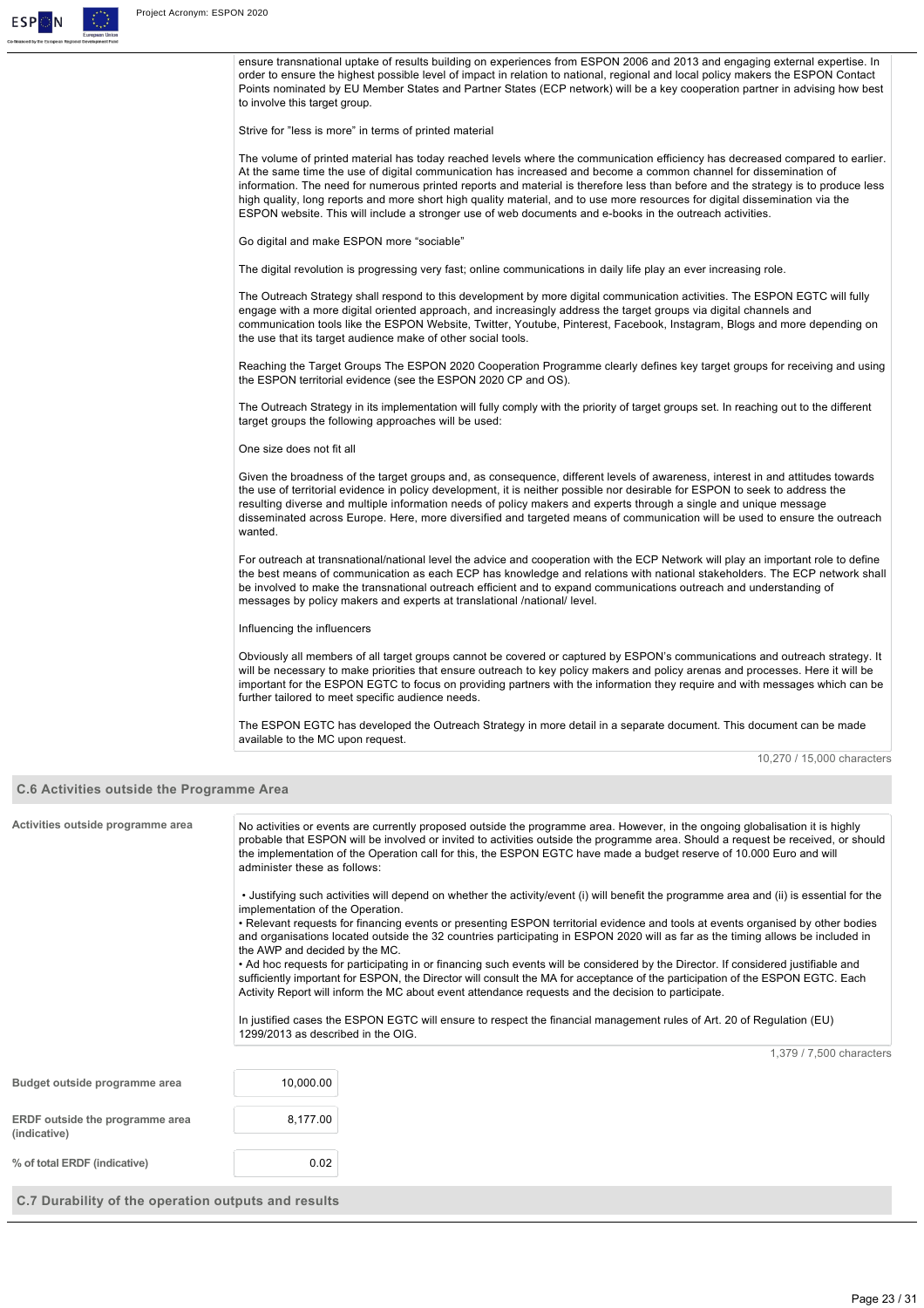ensure transnational uptake of results building on experiences from ESPON 2006 and 2013 and engaging external expertise. In order to ensure the highest possible level of impact in relation to national, regional and local policy makers the ESPON Contact Points nominated by EU Member States and Partner States (ECP network) will be a key cooperation partner in advising how best to involve this target group.

Strive for "less is more" in terms of printed material

The volume of printed material has today reached levels where the communication efficiency has decreased compared to earlier. At the same time the use of digital communication has increased and become a common channel for dissemination of information. The need for numerous printed reports and material is therefore less than before and the strategy is to produce less high quality, long reports and more short high quality material, and to use more resources for digital dissemination via the ESPON website. This will include a stronger use of web documents and e-books in the outreach activities.

Go digital and make ESPON more "sociable"

The digital revolution is progressing very fast; online communications in daily life play an ever increasing role.

The Outreach Strategy shall respond to this development by more digital communication activities. The ESPON EGTC will fully engage with a more digital oriented approach, and increasingly address the target groups via digital channels and communication tools like the ESPON Website, Twitter, Youtube, Pinterest, Facebook, Instagram, Blogs and more depending on the use that its target audience make of other social tools.

Reaching the Target Groups The ESPON 2020 Cooperation Programme clearly defines key target groups for receiving and using the ESPON territorial evidence (see the ESPON 2020 CP and OS).

The Outreach Strategy in its implementation will fully comply with the priority of target groups set. In reaching out to the different target groups the following approaches will be used:

One size does not fit all

Given the broadness of the target groups and, as consequence, different levels of awareness, interest in and attitudes towards the use of territorial evidence in policy development, it is neither possible nor desirable for ESPON to seek to address the resulting diverse and multiple information needs of policy makers and experts through a single and unique message disseminated across Europe. Here, more diversified and targeted means of communication will be used to ensure the outreach wanted.

For outreach at transnational/national level the advice and cooperation with the ECP Network will play an important role to define the best means of communication as each ECP has knowledge and relations with national stakeholders. The ECP network shall be involved to make the transnational outreach efficient and to expand communications outreach and understanding of messages by policy makers and experts at translational /national/ level.

Influencing the influencers

Obviously all members of all target groups cannot be covered or captured by ESPON's communications and outreach strategy. It will be necessary to make priorities that ensure outreach to key policy makers and policy arenas and processes. Here it will be important for the ESPON EGTC to focus on providing partners with the information they require and with messages which can be further tailored to meet specific audience needs.

The ESPON EGTC has developed the Outreach Strategy in more detail in a separate document. This document can be made available to the MC upon request.

10,270 / 15,000 characters

## C.6 Activities outside the Programme Area

**Activities outside programme area**

No activities or events are currently proposed outside the programme area. However, in the ongoing globalisation it is highly probable that ESPON will be involved or invited to activities outside the programme area. Should a request be received, or should the implementation of the Operation call for this, the ESPON EGTC have made a budget reserve of 10.000 Euro and will administer these as follows:

- Justifying such activities will depend on whether the activity/event (i) will benefit the programme area and (ii) is essential for the implementation of the Operation.
- Relevant requests for financing events or presenting ESPON territorial evidence and tools at events organised by other bodies and organisations located outside the 32 countries participating in ESPON 2020 will as far as the timing allows be included in the AWP and decided by the MC.
- Ad hoc requests for participating in or financing such events will be considered by the Director. If considered justifiable and sufficiently important for ESPON, the Director will consult the MA for acceptance of the participation of the ESPON EGTC. Each Activity Report will inform the MC about event attendance requests and the decision to participate.

In justified cases the ESPON EGTC will ensure to respect the financial management rules of Art. 20 of Regulation (EU) 1299/2013 as described in the OIG.

1,379 / 7,500 characters

| | |
|---|---|
| **Budget outside programme area** | 10,000.00 |
| **ERDF outside the programme area (indicative)** | 8,177.00 |
| **% of total ERDF (indicative)** | 0.02 |

## C.7 Durability of the operation outputs and results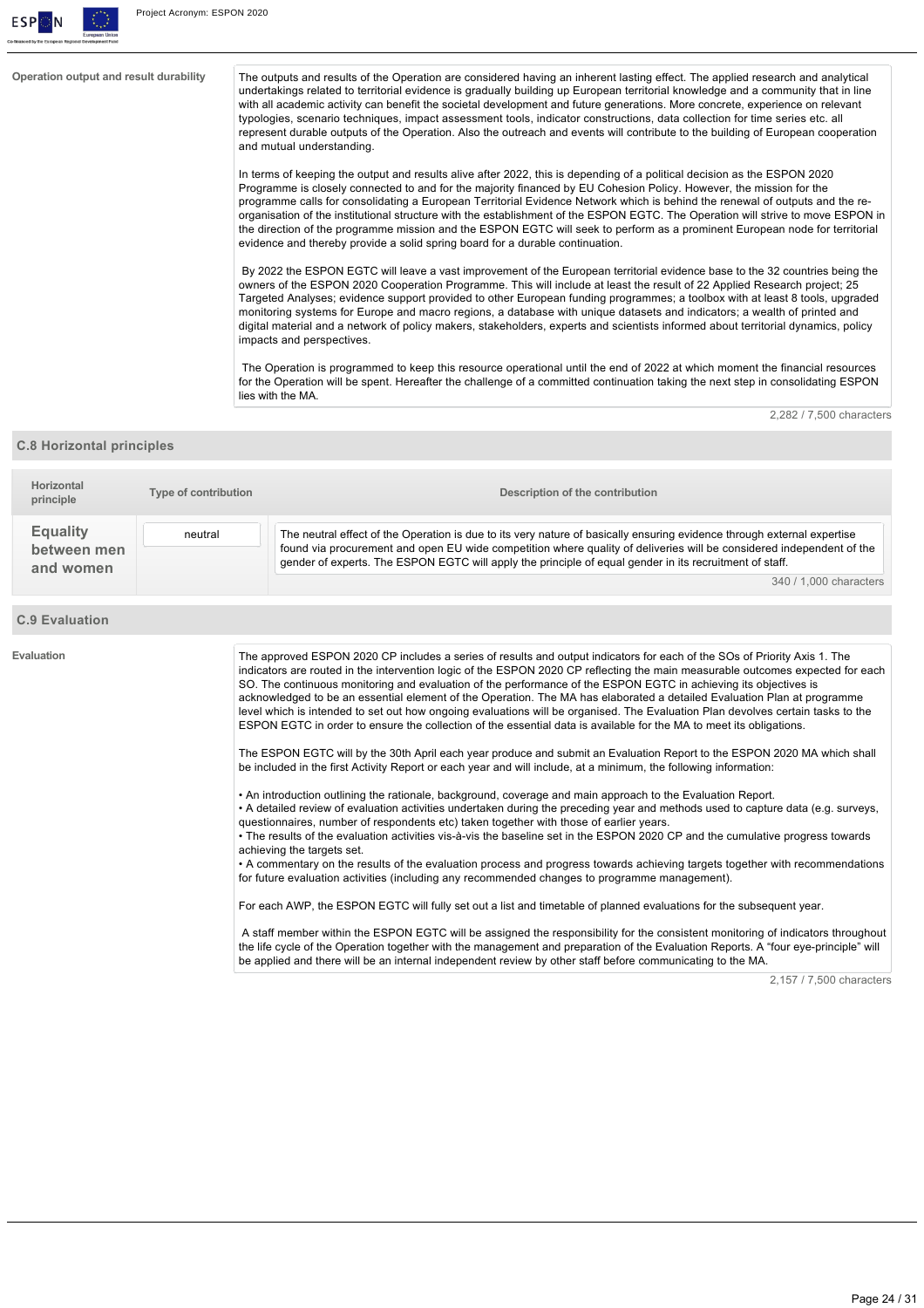**Operation output and result durability**

The outputs and results of the Operation are considered having an inherent lasting effect. The applied research and analytical undertakings related to territorial evidence is gradually building up European territorial knowledge and a community that in line with all academic activity can benefit the societal development and future generations. More concrete, experience on relevant typologies, scenario techniques, impact assessment tools, indicator constructions, data collection for time series etc. all represent durable outputs of the Operation. Also the outreach and events will contribute to the building of European cooperation and mutual understanding.

In terms of keeping the output and results alive after 2022, this is depending of a political decision as the ESPON 2020 Programme is closely connected to and for the majority financed by EU Cohesion Policy. However, the mission for the programme calls for consolidating a European Territorial Evidence Network which is behind the renewal of outputs and the re-organisation of the institutional structure with the establishment of the ESPON EGTC. The Operation will strive to move ESPON in the direction of the programme mission and the ESPON EGTC will seek to perform as a prominent European node for territorial evidence and thereby provide a solid spring board for a durable continuation.

By 2022 the ESPON EGTC will leave a vast improvement of the European territorial evidence base to the 32 countries being the owners of the ESPON 2020 Cooperation Programme. This will include at least the result of 22 Applied Research project; 25 Targeted Analyses; evidence support provided to other European funding programmes; a toolbox with at least 8 tools, upgraded monitoring systems for Europe and macro regions, a database with unique datasets and indicators; a wealth of printed and digital material and a network of policy makers, stakeholders, experts and scientists informed about territorial dynamics, policy impacts and perspectives.

The Operation is programmed to keep this resource operational until the end of 2022 at which moment the financial resources for the Operation will be spent. Hereafter the challenge of a committed continuation taking the next step in consolidating ESPON lies with the MA.

2,282 / 7,500 characters

## C.8 Horizontal principles

| Horizontal principle | Type of contribution | Description of the contribution |
|---|---|---|
| **Equality between men and women** | neutral | The neutral effect of the Operation is due to its very nature of basically ensuring evidence through external expertise found via procurement and open EU wide competition where quality of deliveries will be considered independent of the gender of experts. The ESPON EGTC will apply the principle of equal gender in its recruitment of staff. 340 / 1,000 characters |

## C.9 Evaluation

**Evaluation**

The approved ESPON 2020 CP includes a series of results and output indicators for each of the SOs of Priority Axis 1. The indicators are routed in the intervention logic of the ESPON 2020 CP reflecting the main measurable outcomes expected for each SO. The continuous monitoring and evaluation of the performance of the ESPON EGTC in achieving its objectives is acknowledged to be an essential element of the Operation. The MA has elaborated a detailed Evaluation Plan at programme level which is intended to set out how ongoing evaluations will be organised. The Evaluation Plan devolves certain tasks to the ESPON EGTC in order to ensure the collection of the essential data is available for the MA to meet its obligations.

The ESPON EGTC will by the 30th April each year produce and submit an Evaluation Report to the ESPON 2020 MA which shall be included in the first Activity Report or each year and will include, at a minimum, the following information:

• An introduction outlining the rationale, background, coverage and main approach to the Evaluation Report.
• A detailed review of evaluation activities undertaken during the preceding year and methods used to capture data (e.g. surveys, questionnaires, number of respondents etc) taken together with those of earlier years.
• The results of the evaluation activities vis-à-vis the baseline set in the ESPON 2020 CP and the cumulative progress towards achieving the targets set.
• A commentary on the results of the evaluation process and progress towards achieving targets together with recommendations for future evaluation activities (including any recommended changes to programme management).

For each AWP, the ESPON EGTC will fully set out a list and timetable of planned evaluations for the subsequent year.

A staff member within the ESPON EGTC will be assigned the responsibility for the consistent monitoring of indicators throughout the life cycle of the Operation together with the management and preparation of the Evaluation Reports. A "four eye-principle" will be applied and there will be an internal independent review by other staff before communicating to the MA.

2,157 / 7,500 characters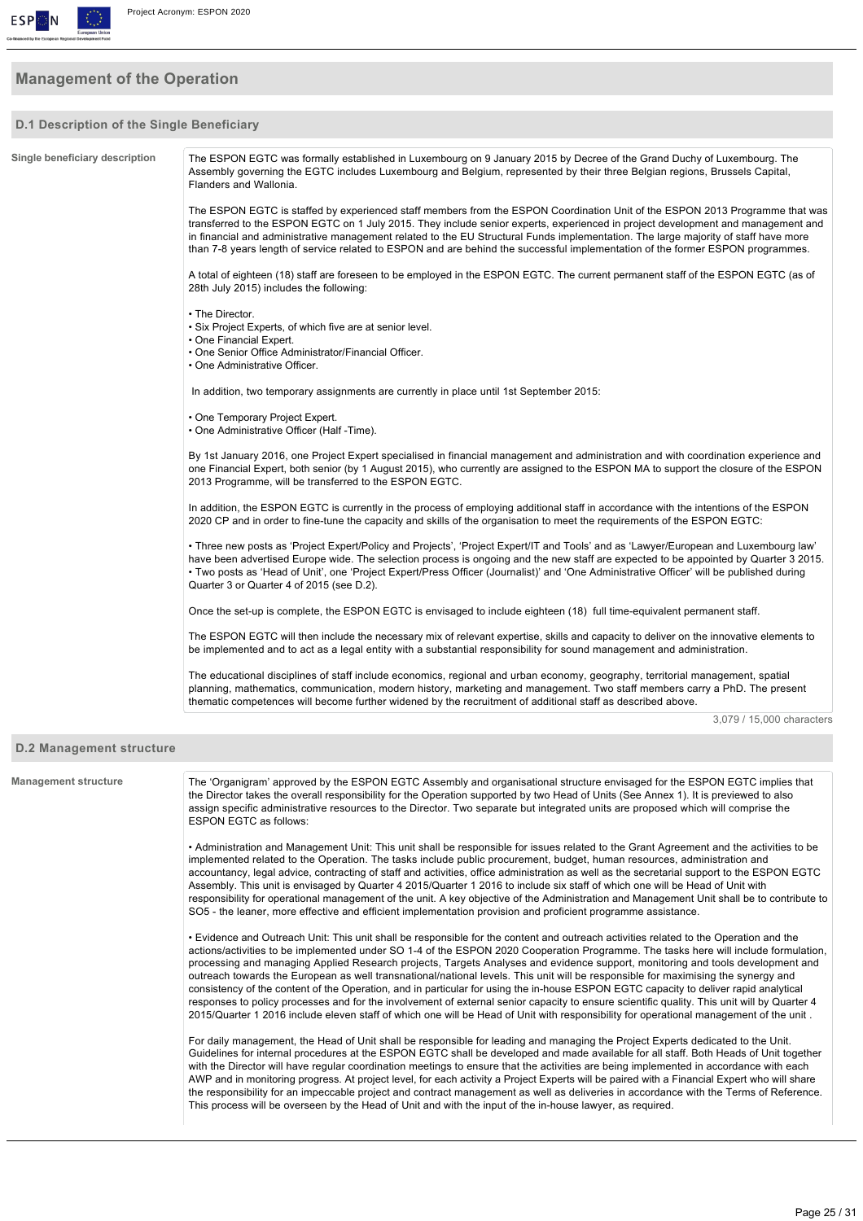## Management of the Operation

### D.1 Description of the Single Beneficiary

**Single beneficiary description**

The ESPON EGTC was formally established in Luxembourg on 9 January 2015 by Decree of the Grand Duchy of Luxembourg. The Assembly governing the EGTC includes Luxembourg and Belgium, represented by their three Belgian regions, Brussels Capital, Flanders and Wallonia.

The ESPON EGTC is staffed by experienced staff members from the ESPON Coordination Unit of the ESPON 2013 Programme that was transferred to the ESPON EGTC on 1 July 2015. They include senior experts, experienced in project development and management and in financial and administrative management related to the EU Structural Funds implementation. The large majority of staff have more than 7-8 years length of service related to ESPON and are behind the successful implementation of the former ESPON programmes.

A total of eighteen (18) staff are foreseen to be employed in the ESPON EGTC. The current permanent staff of the ESPON EGTC (as of 28th July 2015) includes the following:

- The Director.
- Six Project Experts, of which five are at senior level.
- One Financial Expert.
- One Senior Office Administrator/Financial Officer.
- One Administrative Officer.

In addition, two temporary assignments are currently in place until 1st September 2015:

- One Temporary Project Expert.
- One Administrative Officer (Half -Time).

By 1st January 2016, one Project Expert specialised in financial management and administration and with coordination experience and one Financial Expert, both senior (by 1 August 2015), who currently are assigned to the ESPON MA to support the closure of the ESPON 2013 Programme, will be transferred to the ESPON EGTC.

In addition, the ESPON EGTC is currently in the process of employing additional staff in accordance with the intentions of the ESPON 2020 CP and in order to fine-tune the capacity and skills of the organisation to meet the requirements of the ESPON EGTC:

- Three new posts as 'Project Expert/Policy and Projects', 'Project Expert/IT and Tools' and as 'Lawyer/European and Luxembourg law' have been advertised Europe wide. The selection process is ongoing and the new staff are expected to be appointed by Quarter 3 2015.
- Two posts as 'Head of Unit', one 'Project Expert/Press Officer (Journalist)' and 'One Administrative Officer' will be published during Quarter 3 or Quarter 4 of 2015 (see D.2).

Once the set-up is complete, the ESPON EGTC is envisaged to include eighteen (18) full time-equivalent permanent staff.

The ESPON EGTC will then include the necessary mix of relevant expertise, skills and capacity to deliver on the innovative elements to be implemented and to act as a legal entity with a substantial responsibility for sound management and administration.

The educational disciplines of staff include economics, regional and urban economy, geography, territorial management, spatial planning, mathematics, communication, modern history, marketing and management. Two staff members carry a PhD. The present thematic competences will become further widened by the recruitment of additional staff as described above.

3,079 / 15,000 characters

### D.2 Management structure

**Management structure**

The 'Organigram' approved by the ESPON EGTC Assembly and organisational structure envisaged for the ESPON EGTC implies that the Director takes the overall responsibility for the Operation supported by two Head of Units (See Annex 1). It is previewed to also assign specific administrative resources to the Director. Two separate but integrated units are proposed which will comprise the ESPON EGTC as follows:

- Administration and Management Unit: This unit shall be responsible for issues related to the Grant Agreement and the activities to be implemented related to the Operation. The tasks include public procurement, budget, human resources, administration and accountancy, legal advice, contracting of staff and activities, office administration as well as the secretarial support to the ESPON EGTC Assembly. This unit is envisaged by Quarter 4 2015/Quarter 1 2016 to include six staff of which one will be Head of Unit with responsibility for operational management of the unit. A key objective of the Administration and Management Unit shall be to contribute to SO5 - the leaner, more effective and efficient implementation provision and proficient programme assistance.

- Evidence and Outreach Unit: This unit shall be responsible for the content and outreach activities related to the Operation and the actions/activities to be implemented under SO 1-4 of the ESPON 2020 Cooperation Programme. The tasks here will include formulation, processing and managing Applied Research projects, Targets Analyses and evidence support, monitoring and tools development and outreach towards the European as well transnational/national levels. This unit will be responsible for maximising the synergy and consistency of the content of the Operation, and in particular for using the in-house ESPON EGTC capacity to deliver rapid analytical responses to policy processes and for the involvement of external senior capacity to ensure scientific quality. This unit will by Quarter 4 2015/Quarter 1 2016 include eleven staff of which one will be Head of Unit with responsibility for operational management of the unit .

For daily management, the Head of Unit shall be responsible for leading and managing the Project Experts dedicated to the Unit. Guidelines for internal procedures at the ESPON EGTC shall be developed and made available for all staff. Both Heads of Unit together with the Director will have regular coordination meetings to ensure that the activities are being implemented in accordance with each AWP and in monitoring progress. At project level, for each activity a Project Experts will be paired with a Financial Expert who will share the responsibility for an impeccable project and contract management as well as deliveries in accordance with the Terms of Reference. This process will be overseen by the Head of Unit and with the input of the in-house lawyer, as required.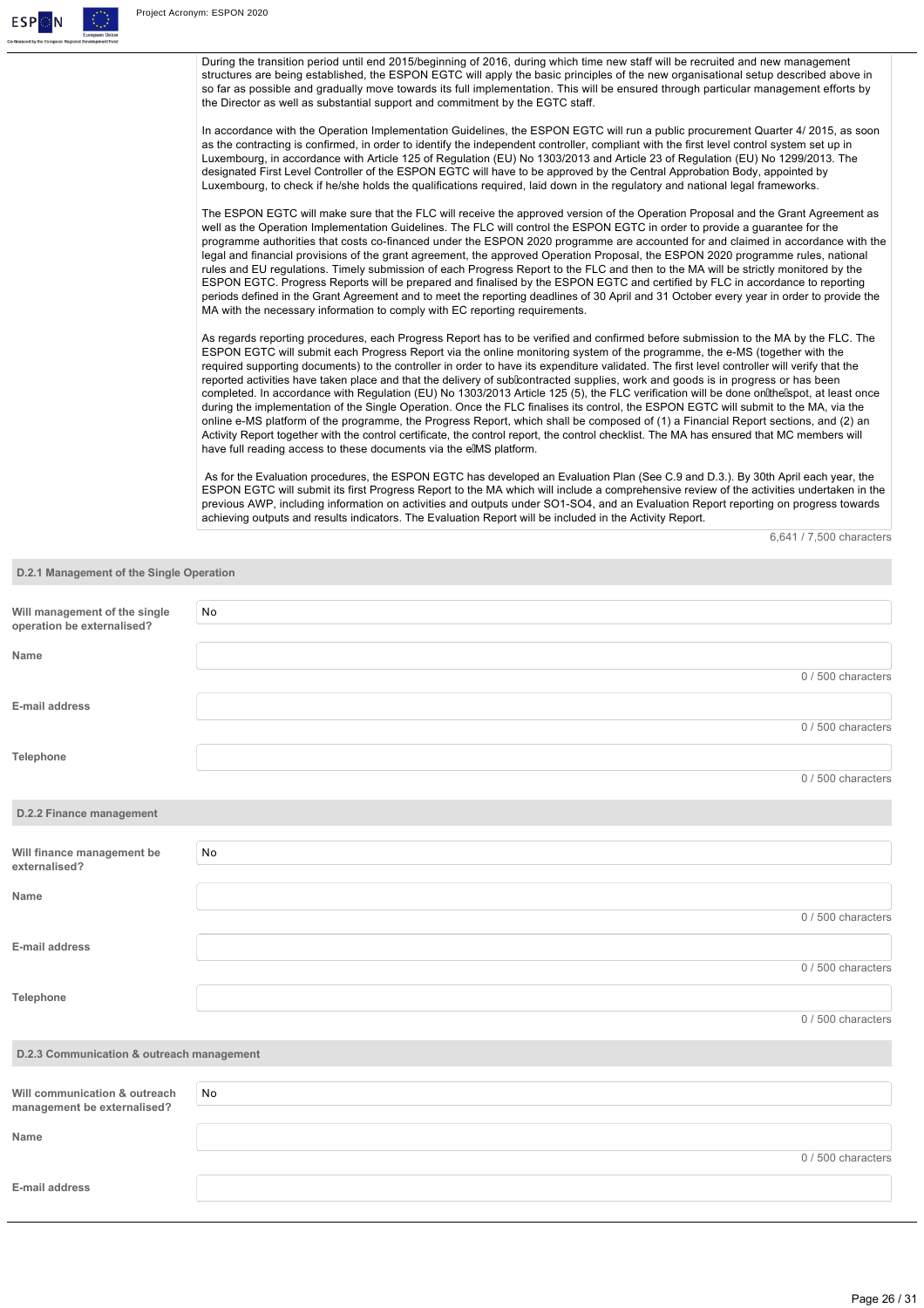During the transition period until end 2015/beginning of 2016, during which time new staff will be recruited and new management structures are being established, the ESPON EGTC will apply the basic principles of the new organisational setup described above in so far as possible and gradually move towards its full implementation. This will be ensured through particular management efforts by the Director as well as substantial support and commitment by the EGTC staff.

In accordance with the Operation Implementation Guidelines, the ESPON EGTC will run a public procurement Quarter 4/ 2015, as soon as the contracting is confirmed, in order to identify the independent controller, compliant with the first level control system set up in Luxembourg, in accordance with Article 125 of Regulation (EU) No 1303/2013 and Article 23 of Regulation (EU) No 1299/2013. The designated First Level Controller of the ESPON EGTC will have to be approved by the Central Approbation Body, appointed by Luxembourg, to check if he/she holds the qualifications required, laid down in the regulatory and national legal frameworks.

The ESPON EGTC will make sure that the FLC will receive the approved version of the Operation Proposal and the Grant Agreement as well as the Operation Implementation Guidelines. The FLC will control the ESPON EGTC in order to provide a guarantee for the programme authorities that costs co-financed under the ESPON 2020 programme are accounted for and claimed in accordance with the legal and financial provisions of the grant agreement, the approved Operation Proposal, the ESPON 2020 programme rules, national rules and EU regulations. Timely submission of each Progress Report to the FLC and then to the MA will be strictly monitored by the ESPON EGTC. Progress Reports will be prepared and finalised by the ESPON EGTC and certified by FLC in accordance to reporting periods defined in the Grant Agreement and to meet the reporting deadlines of 30 April and 31 October every year in order to provide the MA with the necessary information to comply with EC reporting requirements.

As regards reporting procedures, each Progress Report has to be verified and confirmed before submission to the MA by the FLC. The ESPON EGTC will submit each Progress Report via the online monitoring system of the programme, the e-MS (together with the required supporting documents) to the controller in order to have its expenditure validated. The first level controller will verify that the reported activities have taken place and that the delivery of sub‐contracted supplies, work and goods is in progress or has been completed. In accordance with Regulation (EU) No 1303/2013 Article 125 (5), the FLC verification will be done on‐the‐spot, at least once during the implementation of the Single Operation. Once the FLC finalises its control, the ESPON EGTC will submit to the MA, via the online e-MS platform of the programme, the Progress Report, which shall be composed of (1) a Financial Report sections, and (2) an Activity Report together with the control certificate, the control report, the control checklist. The MA has ensured that MC members will have full reading access to these documents via the e‐MS platform.

As for the Evaluation procedures, the ESPON EGTC has developed an Evaluation Plan (See C.9 and D.3.). By 30th April each year, the ESPON EGTC will submit its first Progress Report to the MA which will include a comprehensive review of the activities undertaken in the previous AWP, including information on activities and outputs under SO1-SO4, and an Evaluation Report reporting on progress towards achieving outputs and results indicators. The Evaluation Report will be included in the Activity Report.

6,641 / 7,500 characters

### D.2.1 Management of the Single Operation

| | |
|---|---|
| **Will management of the single operation be externalised?** | No |
| **Name** | |
| | 0 / 500 characters |
| **E-mail address** | |
| | 0 / 500 characters |
| **Telephone** | |
| | 0 / 500 characters |

### D.2.2 Finance management

| | |
|---|---|
| **Will finance management be externalised?** | No |
| **Name** | |
| | 0 / 500 characters |
| **E-mail address** | |
| | 0 / 500 characters |
| **Telephone** | |
| | 0 / 500 characters |

### D.2.3 Communication & outreach management

| | |
|---|---|
| **Will communication & outreach management be externalised?** | No |
| **Name** | |
| | 0 / 500 characters |
| **E-mail address** | |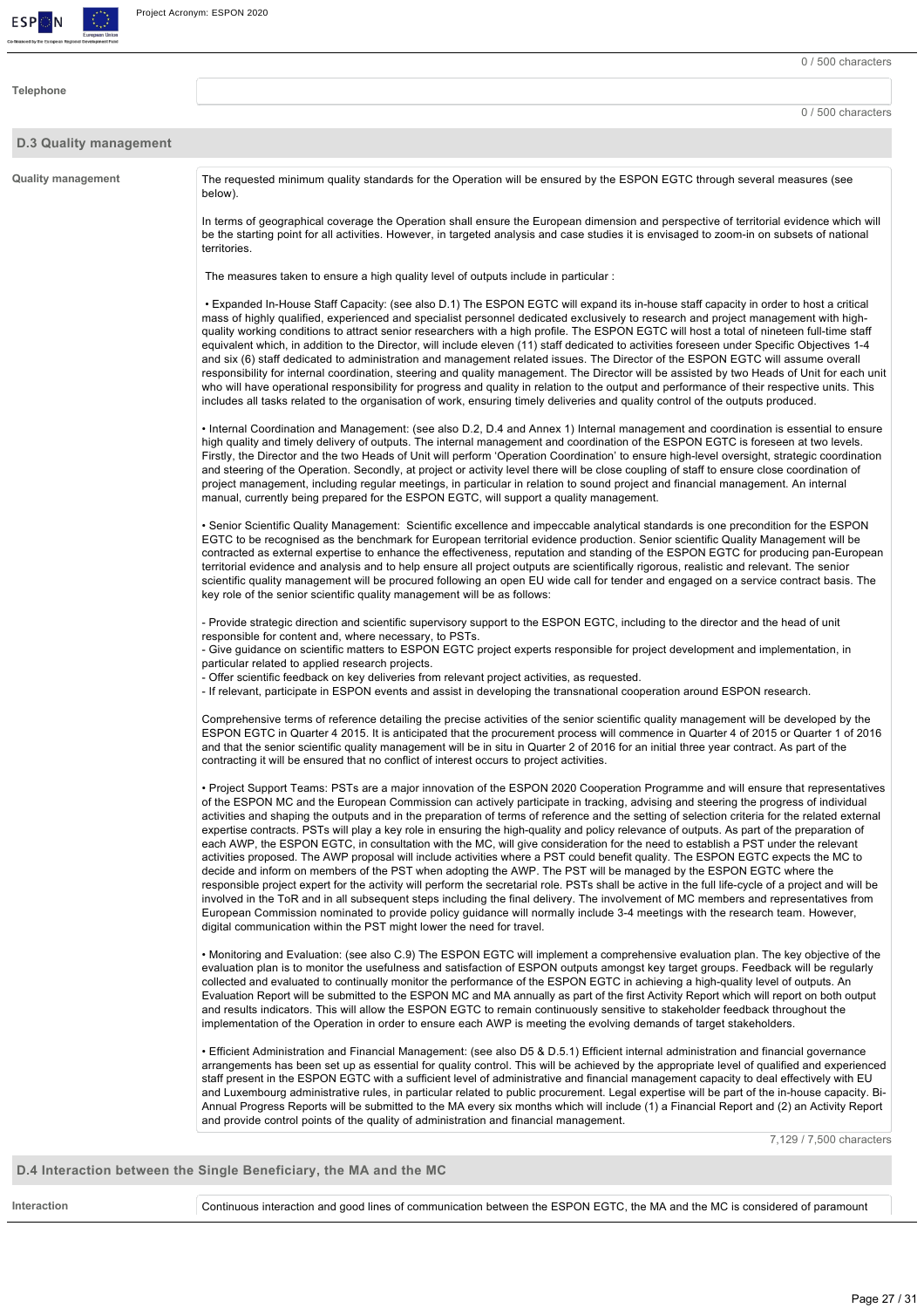0 / 500 characters

**Telephone**

0 / 500 characters

## D.3 Quality management

**Quality management**

The requested minimum quality standards for the Operation will be ensured by the ESPON EGTC through several measures (see below).

In terms of geographical coverage the Operation shall ensure the European dimension and perspective of territorial evidence which will be the starting point for all activities. However, in targeted analysis and case studies it is envisaged to zoom-in on subsets of national territories.

The measures taken to ensure a high quality level of outputs include in particular :

• Expanded In-House Staff Capacity: (see also D.1) The ESPON EGTC will expand its in-house staff capacity in order to host a critical mass of highly qualified, experienced and specialist personnel dedicated exclusively to research and project management with high-quality working conditions to attract senior researchers with a high profile. The ESPON EGTC will host a total of nineteen full-time staff equivalent which, in addition to the Director, will include eleven (11) staff dedicated to activities foreseen under Specific Objectives 1-4 and six (6) staff dedicated to administration and management related issues. The Director of the ESPON EGTC will assume overall responsibility for internal coordination, steering and quality management. The Director will be assisted by two Heads of Unit for each unit who will have operational responsibility for progress and quality in relation to the output and performance of their respective units. This includes all tasks related to the organisation of work, ensuring timely deliveries and quality control of the outputs produced.

• Internal Coordination and Management: (see also D.2, D.4 and Annex 1) Internal management and coordination is essential to ensure high quality and timely delivery of outputs. The internal management and coordination of the ESPON EGTC is foreseen at two levels. Firstly, the Director and the two Heads of Unit will perform 'Operation Coordination' to ensure high-level oversight, strategic coordination and steering of the Operation. Secondly, at project or activity level there will be close coupling of staff to ensure close coordination of project management, including regular meetings, in particular in relation to sound project and financial management. An internal manual, currently being prepared for the ESPON EGTC, will support a quality management.

• Senior Scientific Quality Management: Scientific excellence and impeccable analytical standards is one precondition for the ESPON EGTC to be recognised as the benchmark for European territorial evidence production. Senior scientific Quality Management will be contracted as external expertise to enhance the effectiveness, reputation and standing of the ESPON EGTC for producing pan-European territorial evidence and analysis and to help ensure all project outputs are scientifically rigorous, realistic and relevant. The senior scientific quality management will be procured following an open EU wide call for tender and engaged on a service contract basis. The key role of the senior scientific quality management will be as follows:

- Provide strategic direction and scientific supervisory support to the ESPON EGTC, including to the director and the head of unit responsible for content and, where necessary, to PSTs.
- Give guidance on scientific matters to ESPON EGTC project experts responsible for project development and implementation, in particular related to applied research projects.
- Offer scientific feedback on key deliveries from relevant project activities, as requested.
- If relevant, participate in ESPON events and assist in developing the transnational cooperation around ESPON research.

Comprehensive terms of reference detailing the precise activities of the senior scientific quality management will be developed by the ESPON EGTC in Quarter 4 2015. It is anticipated that the procurement process will commence in Quarter 4 of 2015 or Quarter 1 of 2016 and that the senior scientific quality management will be in situ in Quarter 2 of 2016 for an initial three year contract. As part of the contracting it will be ensured that no conflict of interest occurs to project activities.

• Project Support Teams: PSTs are a major innovation of the ESPON 2020 Cooperation Programme and will ensure that representatives of the ESPON MC and the European Commission can actively participate in tracking, advising and steering the progress of individual activities and shaping the outputs and in the preparation of terms of reference and the setting of selection criteria for the related external expertise contracts. PSTs will play a key role in ensuring the high-quality and policy relevance of outputs. As part of the preparation of each AWP, the ESPON EGTC, in consultation with the MC, will give consideration for the need to establish a PST under the relevant activities proposed. The AWP proposal will include activities where a PST could benefit quality. The ESPON EGTC expects the MC to decide and inform on members of the PST when adopting the AWP. The PST will be managed by the ESPON EGTC where the responsible project expert for the activity will perform the secretarial role. PSTs shall be active in the full life-cycle of a project and will be involved in the ToR and in all subsequent steps including the final delivery. The involvement of MC members and representatives from European Commission nominated to provide policy guidance will normally include 3-4 meetings with the research team. However, digital communication within the PST might lower the need for travel.

• Monitoring and Evaluation: (see also C.9) The ESPON EGTC will implement a comprehensive evaluation plan. The key objective of the evaluation plan is to monitor the usefulness and satisfaction of ESPON outputs amongst key target groups. Feedback will be regularly collected and evaluated to continually monitor the performance of the ESPON EGTC in achieving a high-quality level of outputs. An Evaluation Report will be submitted to the ESPON MC and MA annually as part of the first Activity Report which will report on both output and results indicators. This will allow the ESPON EGTC to remain continuously sensitive to stakeholder feedback throughout the implementation of the Operation in order to ensure each AWP is meeting the evolving demands of target stakeholders.

• Efficient Administration and Financial Management: (see also D5 & D.5.1) Efficient internal administration and financial governance arrangements has been set up as essential for quality control. This will be achieved by the appropriate level of qualified and experienced staff present in the ESPON EGTC with a sufficient level of administrative and financial management capacity to deal effectively with EU and Luxembourg administrative rules, in particular related to public procurement. Legal expertise will be part of the in-house capacity. Bi-Annual Progress Reports will be submitted to the MA every six months which will include (1) a Financial Report and (2) an Activity Report and provide control points of the quality of administration and financial management.

7,129 / 7,500 characters

## D.4 Interaction between the Single Beneficiary, the MA and the MC

**Interaction**

Continuous interaction and good lines of communication between the ESPON EGTC, the MA and the MC is considered of paramount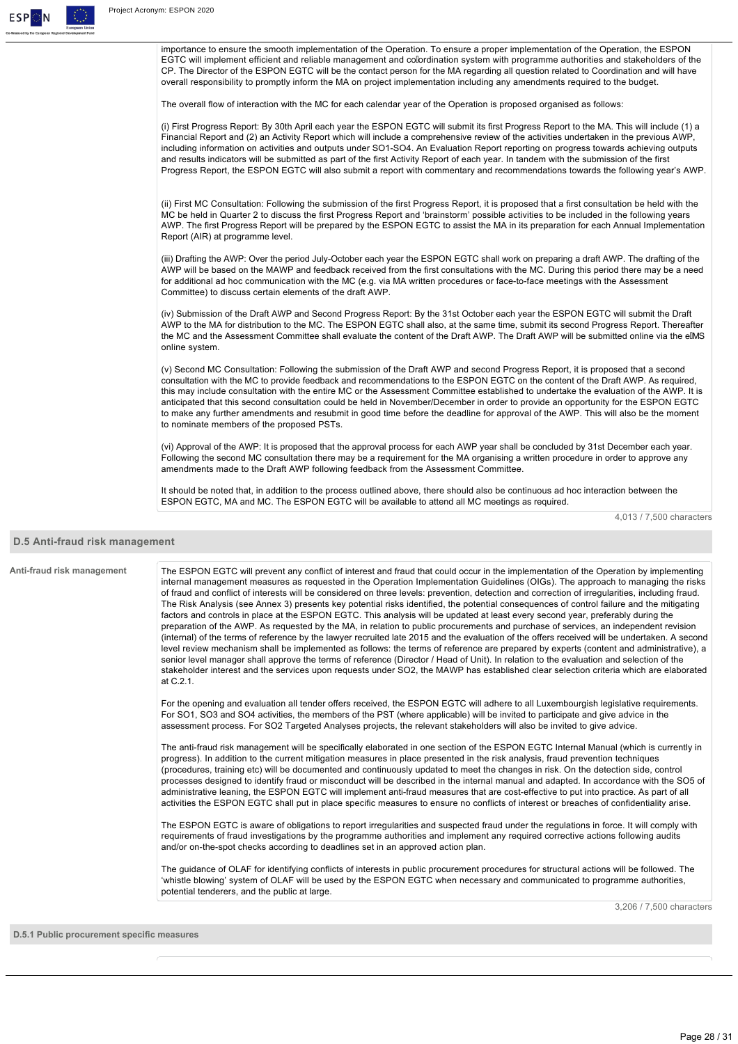importance to ensure the smooth implementation of the Operation. To ensure a proper implementation of the Operation, the ESPON EGTC will implement efficient and reliable management and coordination system with programme authorities and stakeholders of the CP. The Director of the ESPON EGTC will be the contact person for the MA regarding all question related to Coordination and will have overall responsibility to promptly inform the MA on project implementation including any amendments required to the budget.

The overall flow of interaction with the MC for each calendar year of the Operation is proposed organised as follows:

(i) First Progress Report: By 30th April each year the ESPON EGTC will submit its first Progress Report to the MA. This will include (1) a Financial Report and (2) an Activity Report which will include a comprehensive review of the activities undertaken in the previous AWP, including information on activities and outputs under SO1-SO4. An Evaluation Report reporting on progress towards achieving outputs and results indicators will be submitted as part of the first Activity Report of each year. In tandem with the submission of the first Progress Report, the ESPON EGTC will also submit a report with commentary and recommendations towards the following year's AWP.

(ii) First MC Consultation: Following the submission of the first Progress Report, it is proposed that a first consultation be held with the MC be held in Quarter 2 to discuss the first Progress Report and 'brainstorm' possible activities to be included in the following years AWP. The first Progress Report will be prepared by the ESPON EGTC to assist the MA in its preparation for each Annual Implementation Report (AIR) at programme level.

(iii) Drafting the AWP: Over the period July-October each year the ESPON EGTC shall work on preparing a draft AWP. The drafting of the AWP will be based on the MAWP and feedback received from the first consultations with the MC. During this period there may be a need for additional ad hoc communication with the MC (e.g. via MA written procedures or face-to-face meetings with the Assessment Committee) to discuss certain elements of the draft AWP.

(iv) Submission of the Draft AWP and Second Progress Report: By the 31st October each year the ESPON EGTC will submit the Draft AWP to the MA for distribution to the MC. The ESPON EGTC shall also, at the same time, submit its second Progress Report. Thereafter the MC and the Assessment Committee shall evaluate the content of the Draft AWP. The Draft AWP will be submitted online via the eMS online system.

(v) Second MC Consultation: Following the submission of the Draft AWP and second Progress Report, it is proposed that a second consultation with the MC to provide feedback and recommendations to the ESPON EGTC on the content of the Draft AWP. As required, this may include consultation with the entire MC or the Assessment Committee established to undertake the evaluation of the AWP. It is anticipated that this second consultation could be held in November/December in order to provide an opportunity for the ESPON EGTC to make any further amendments and resubmit in good time before the deadline for approval of the AWP. This will also be the moment to nominate members of the proposed PSTs.

(vi) Approval of the AWP: It is proposed that the approval process for each AWP year shall be concluded by 31st December each year. Following the second MC consultation there may be a requirement for the MA organising a written procedure in order to approve any amendments made to the Draft AWP following feedback from the Assessment Committee.

It should be noted that, in addition to the process outlined above, there should also be continuous ad hoc interaction between the ESPON EGTC, MA and MC. The ESPON EGTC will be available to attend all MC meetings as required.

4,013 / 7,500 characters

## D.5 Anti-fraud risk management

**Anti-fraud risk management**

The ESPON EGTC will prevent any conflict of interest and fraud that could occur in the implementation of the Operation by implementing internal management measures as requested in the Operation Implementation Guidelines (OIGs). The approach to managing the risks of fraud and conflict of interests will be considered on three levels: prevention, detection and correction of irregularities, including fraud. The Risk Analysis (see Annex 3) presents key potential risks identified, the potential consequences of control failure and the mitigating factors and controls in place at the ESPON EGTC. This analysis will be updated at least every second year, preferably during the preparation of the AWP. As requested by the MA, in relation to public procurements and purchase of services, an independent revision (internal) of the terms of reference by the lawyer recruited late 2015 and the evaluation of the offers received will be undertaken. A second level review mechanism shall be implemented as follows: the terms of reference are prepared by experts (content and administrative), a senior level manager shall approve the terms of reference (Director / Head of Unit). In relation to the evaluation and selection of the stakeholder interest and the services upon requests under SO2, the MAWP has established clear selection criteria which are elaborated at C.2.1.

For the opening and evaluation all tender offers received, the ESPON EGTC will adhere to all Luxembourgish legislative requirements. For SO1, SO3 and SO4 activities, the members of the PST (where applicable) will be invited to participate and give advice in the assessment process. For SO2 Targeted Analyses projects, the relevant stakeholders will also be invited to give advice.

The anti-fraud risk management will be specifically elaborated in one section of the ESPON EGTC Internal Manual (which is currently in progress). In addition to the current mitigation measures in place presented in the risk analysis, fraud prevention techniques (procedures, training etc) will be documented and continuously updated to meet the changes in risk. On the detection side, control processes designed to identify fraud or misconduct will be described in the internal manual and adapted. In accordance with the SO5 of administrative leaning, the ESPON EGTC will implement anti-fraud measures that are cost-effective to put into practice. As part of all activities the ESPON EGTC shall put in place specific measures to ensure no conflicts of interest or breaches of confidentiality arise.

The ESPON EGTC is aware of obligations to report irregularities and suspected fraud under the regulations in force. It will comply with requirements of fraud investigations by the programme authorities and implement any required corrective actions following audits and/or on-the-spot checks according to deadlines set in an approved action plan.

The guidance of OLAF for identifying conflicts of interests in public procurement procedures for structural actions will be followed. The 'whistle blowing' system of OLAF will be used by the ESPON EGTC when necessary and communicated to programme authorities, potential tenderers, and the public at large.

3,206 / 7,500 characters

### D.5.1 Public procurement specific measures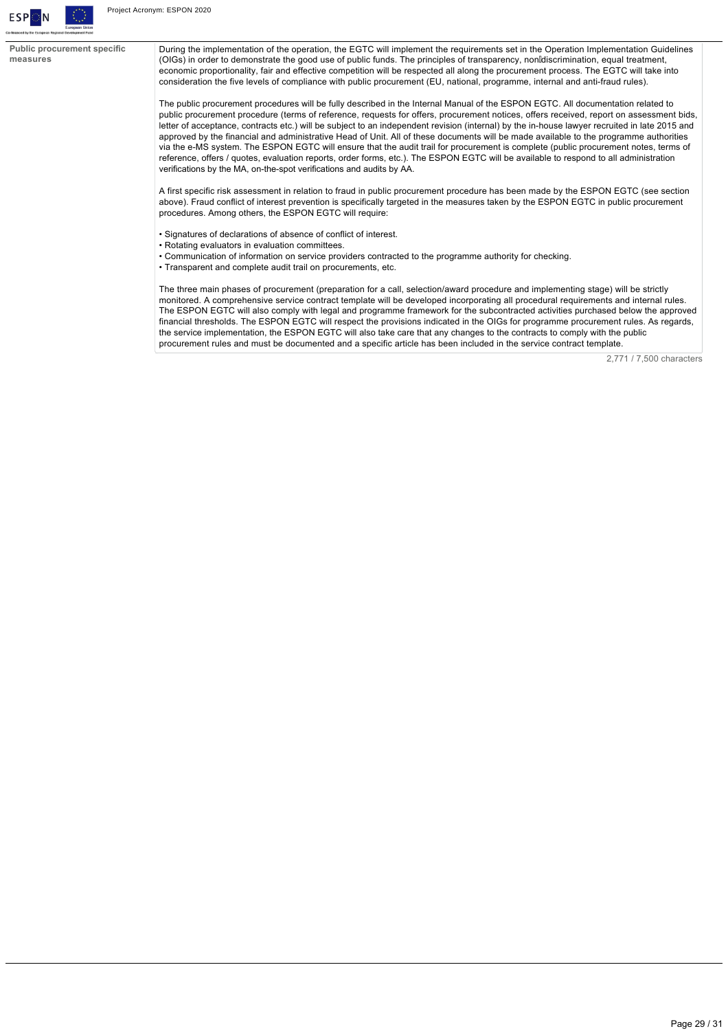| Public procurement specific measures | During the implementation of the operation, the EGTC will implement the requirements set in the Operation Implementation Guidelines (OIGs) in order to demonstrate the good use of public funds. The principles of transparency, non‐discrimination, equal treatment, economic proportionality, fair and effective competition will be respected all along the procurement process. The EGTC will take into consideration the five levels of compliance with public procurement (EU, national, programme, internal and anti-fraud rules).<br><br>The public procurement procedures will be fully described in the Internal Manual of the ESPON EGTC. All documentation related to public procurement procedure (terms of reference, requests for offers, procurement notices, offers received, report on assessment bids, letter of acceptance, contracts etc.) will be subject to an independent revision (internal) by the in-house lawyer recruited in late 2015 and approved by the financial and administrative Head of Unit. All of these documents will be made available to the programme authorities via the e-MS system. The ESPON EGTC will ensure that the audit trail for procurement is complete (public procurement notes, terms of reference, offers / quotes, evaluation reports, order forms, etc.). The ESPON EGTC will be available to respond to all administration verifications by the MA, on-the-spot verifications and audits by AA.<br><br>A first specific risk assessment in relation to fraud in public procurement procedure has been made by the ESPON EGTC (see section above). Fraud conflict of interest prevention is specifically targeted in the measures taken by the ESPON EGTC in public procurement procedures. Among others, the ESPON EGTC will require:<br><br>• Signatures of declarations of absence of conflict of interest.<br>• Rotating evaluators in evaluation committees.<br>• Communication of information on service providers contracted to the programme authority for checking.<br>• Transparent and complete audit trail on procurements, etc.<br><br>The three main phases of procurement (preparation for a call, selection/award procedure and implementing stage) will be strictly monitored. A comprehensive service contract template will be developed incorporating all procedural requirements and internal rules. The ESPON EGTC will also comply with legal and programme framework for the subcontracted activities purchased below the approved financial thresholds. The ESPON EGTC will respect the provisions indicated in the OIGs for programme procurement rules. As regards, the service implementation, the ESPON EGTC will also take care that any changes to the contracts to comply with the public procurement rules and must be documented and a specific article has been included in the service contract template.<br><br>2,771 / 7,500 characters |
|---|---|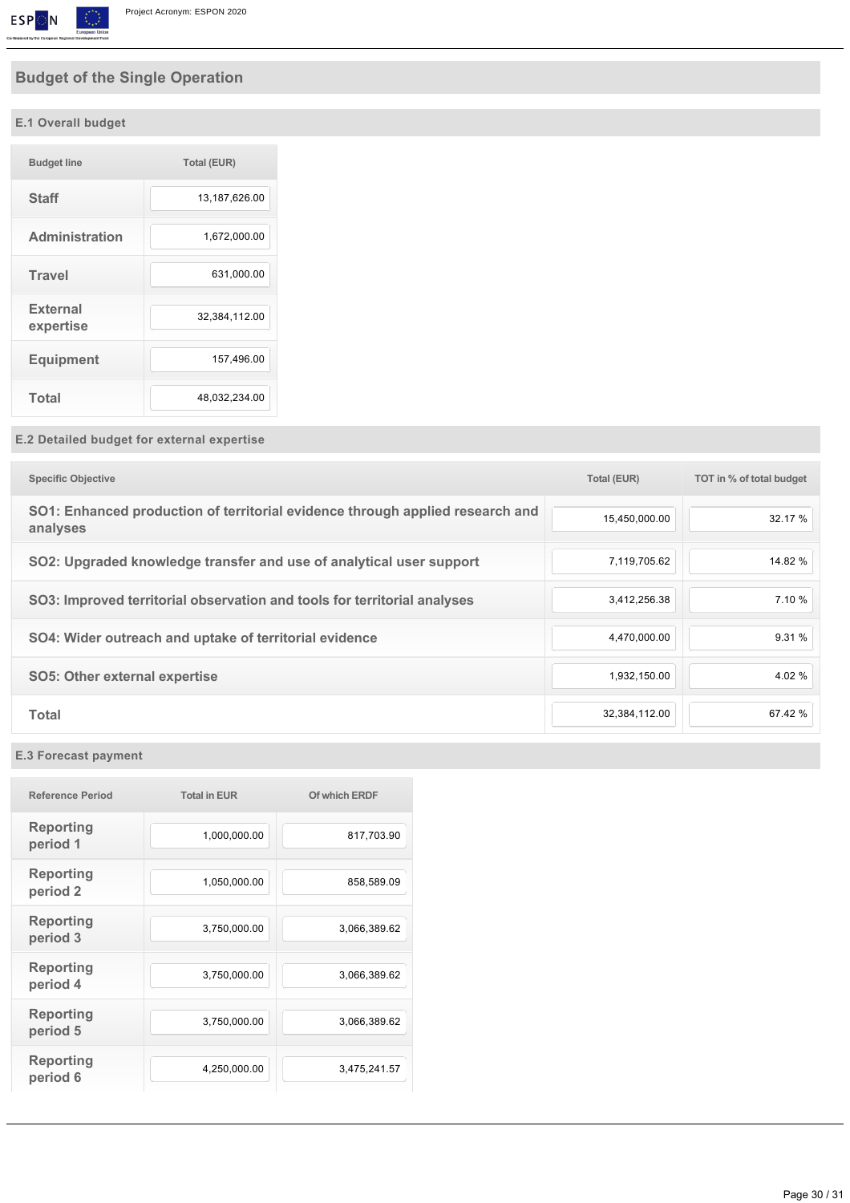# Budget of the Single Operation

## E.1 Overall budget

| Budget line | Total (EUR) |
|---|---|
| Staff | 13,187,626.00 |
| Administration | 1,672,000.00 |
| Travel | 631,000.00 |
| External expertise | 32,384,112.00 |
| Equipment | 157,496.00 |
| Total | 48,032,234.00 |

## E.2 Detailed budget for external expertise

| Specific Objective | Total (EUR) | TOT in % of total budget |
|---|---|---|
| SO1: Enhanced production of territorial evidence through applied research and analyses | 15,450,000.00 | 32.17 % |
| SO2: Upgraded knowledge transfer and use of analytical user support | 7,119,705.62 | 14.82 % |
| SO3: Improved territorial observation and tools for territorial analyses | 3,412,256.38 | 7.10 % |
| SO4: Wider outreach and uptake of territorial evidence | 4,470,000.00 | 9.31 % |
| SO5: Other external expertise | 1,932,150.00 | 4.02 % |
| Total | 32,384,112.00 | 67.42 % |

## E.3 Forecast payment

| Reference Period | Total in EUR | Of which ERDF |
|---|---|---|
| Reporting period 1 | 1,000,000.00 | 817,703.90 |
| Reporting period 2 | 1,050,000.00 | 858,589.09 |
| Reporting period 3 | 3,750,000.00 | 3,066,389.62 |
| Reporting period 4 | 3,750,000.00 | 3,066,389.62 |
| Reporting period 5 | 3,750,000.00 | 3,066,389.62 |
| Reporting period 6 | 4,250,000.00 | 3,475,241.57 |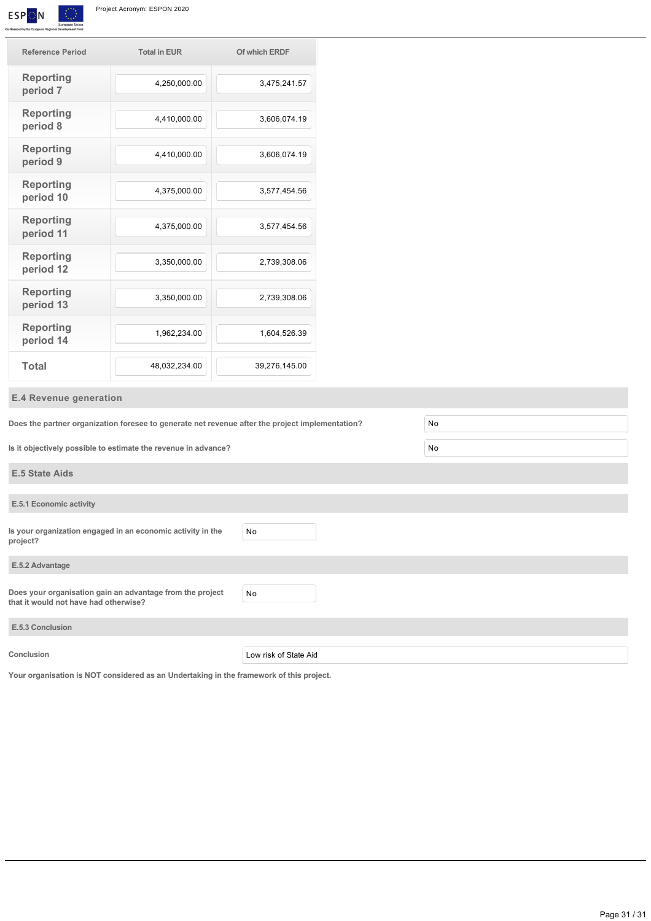| Reference Period | Total in EUR | Of which ERDF |
|---|---|---|
| Reporting period 7 | 4,250,000.00 | 3,475,241.57 |
| Reporting period 8 | 4,410,000.00 | 3,606,074.19 |
| Reporting period 9 | 4,410,000.00 | 3,606,074.19 |
| Reporting period 10 | 4,375,000.00 | 3,577,454.56 |
| Reporting period 11 | 4,375,000.00 | 3,577,454.56 |
| Reporting period 12 | 3,350,000.00 | 2,739,308.06 |
| Reporting period 13 | 3,350,000.00 | 2,739,308.06 |
| Reporting period 14 | 1,962,234.00 | 1,604,526.39 |
| **Total** | 48,032,234.00 | 39,276,145.00 |

## E.4 Revenue generation

**Does the partner organization foresee to generate net revenue after the project implementation?** No

**Is it objectively possible to estimate the revenue in advance?** No

## E.5 State Aids

### E.5.1 Economic activity

**Is your organization engaged in an economic activity in the project?** No

### E.5.2 Advantage

**Does your organisation gain an advantage from the project that it would not have had otherwise?** No

### E.5.3 Conclusion

**Conclusion** Low risk of State Aid

**Your organisation is NOT considered as an Undertaking in the framework of this project.**